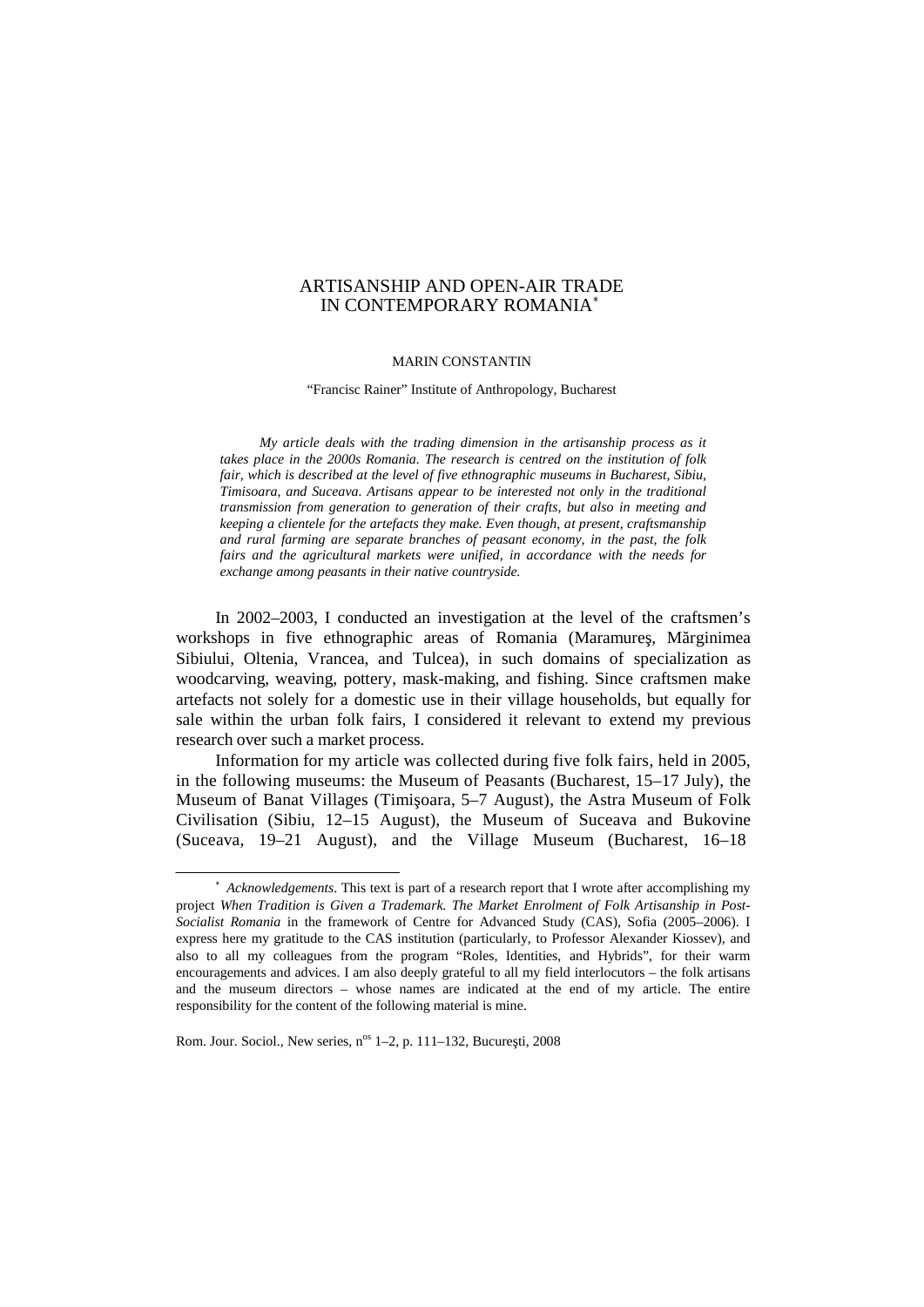# ARTISANSHIP AND OPEN-AIR TRADE IN CONTEMPORARY ROMANIA[*]

MARIN CONSTANTIN

"Francisc Rainer" Institute of Anthropology, Bucharest

*My article deals with the trading dimension in the artisanship process as it takes place in the 2000s Romania. The research is centred on the institution of folk fair, which is described at the level of five ethnographic museums in Bucharest, Sibiu, Timisoara, and Suceava. Artisans appear to be interested not only in the traditional transmission from generation to generation of their crafts, but also in meeting and keeping a clientele for the artefacts they make. Even though, at present, craftsmanship and rural farming are separate branches of peasant economy, in the past, the folk fairs and the agricultural markets were unified, in accordance with the needs for exchange among peasants in their native countryside.*

In 2002–2003, I conducted an investigation at the level of the craftsmen's workshops in five ethnographic areas of Romania (Maramureş, Mărginimea Sibiului, Oltenia, Vrancea, and Tulcea), in such domains of specialization as woodcarving, weaving, pottery, mask-making, and fishing. Since craftsmen make artefacts not solely for a domestic use in their village households, but equally for sale within the urban folk fairs, I considered it relevant to extend my previous research over such a market process.

Information for my article was collected during five folk fairs, held in 2005, in the following museums: the Museum of Peasants (Bucharest, 15–17 July), the Museum of Banat Villages (Timişoara, 5–7 August), the Astra Museum of Folk Civilisation (Sibiu, 12–15 August), the Museum of Suceava and Bukovine (Suceava, 19–21 August), and the Village Museum (Bucharest, 16–18

---

[*] *Acknowledgements*. This text is part of a research report that I wrote after accomplishing my project *When Tradition is Given a Trademark. The Market Enrolment of Folk Artisanship in Post-Socialist Romania* in the framework of Centre for Advanced Study (CAS), Sofia (2005–2006). I express here my gratitude to the CAS institution (particularly, to Professor Alexander Kiossev), and also to all my colleagues from the program "Roles, Identities, and Hybrids", for their warm encouragements and advices. I am also deeply grateful to all my field interlocutors – the folk artisans and the museum directors – whose names are indicated at the end of my article. The entire responsibility for the content of the following material is mine.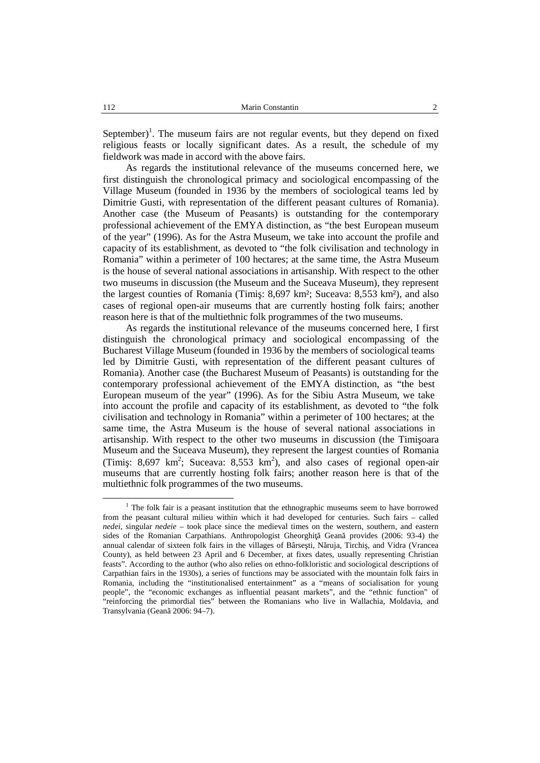September)[1]. The museum fairs are not regular events, but they depend on fixed religious feasts or locally significant dates. As a result, the schedule of my fieldwork was made in accord with the above fairs.

As regards the institutional relevance of the museums concerned here, we first distinguish the chronological primacy and sociological encompassing of the Village Museum (founded in 1936 by the members of sociological teams led by Dimitrie Gusti, with representation of the different peasant cultures of Romania). Another case (the Museum of Peasants) is outstanding for the contemporary professional achievement of the EMYA distinction, as "the best European museum of the year" (1996). As for the Astra Museum, we take into account the profile and capacity of its establishment, as devoted to "the folk civilisation and technology in Romania" within a perimeter of 100 hectares; at the same time, the Astra Museum is the house of several national associations in artisanship. With respect to the other two museums in discussion (the Museum and the Suceava Museum), they represent the largest counties of Romania (Timiş: 8,697 km²; Suceava: 8,553 km²), and also cases of regional open-air museums that are currently hosting folk fairs; another reason here is that of the multiethnic folk programmes of the two museums.

As regards the institutional relevance of the museums concerned here, I first distinguish the chronological primacy and sociological encompassing of the Bucharest Village Museum (founded in 1936 by the members of sociological teams led by Dimitrie Gusti, with representation of the different peasant cultures of Romania). Another case (the Bucharest Museum of Peasants) is outstanding for the contemporary professional achievement of the EMYA distinction, as "the best European museum of the year" (1996). As for the Sibiu Astra Museum, we take into account the profile and capacity of its establishment, as devoted to "the folk civilisation and technology in Romania" within a perimeter of 100 hectares; at the same time, the Astra Museum is the house of several national associations in artisanship. With respect to the other two museums in discussion (the Timişoara Museum and the Suceava Museum), they represent the largest counties of Romania (Timiş: 8,697 $km^2$; Suceava: 8,553 $km^2$), and also cases of regional open-air museums that are currently hosting folk fairs; another reason here is that of the multiethnic folk programmes of the two museums.

---

[1] The folk fair is a peasant institution that the ethnographic museums seem to have borrowed from the peasant cultural milieu within which it had developed for centuries. Such fairs – called *nedei*, singular *nedeie* – took place since the medieval times on the western, southern, and eastern sides of the Romanian Carpathians. Anthropologist Gheorghiţă Geană provides (2006: 93-4) the annual calendar of sixteen folk fairs in the villages of Bârseşti, Năruja, Tirchiş, and Vidra (Vrancea County), as held between 23 April and 6 December, at fixes dates, usually representing Christian feasts". According to the author (who also relies on ethno-folkloristic and sociological descriptions of Carpathian fairs in the 1930s), a series of functions may be associated with the mountain folk fairs in Romania, including the "institutionalised entertainment" as a "means of socialisation for young people", the "economic exchanges as influential peasant markets", and the "ethnic function" of "reinforcing the primordial ties" between the Romanians who live in Wallachia, Moldavia, and Transylvania (Geană 2006: 94–7).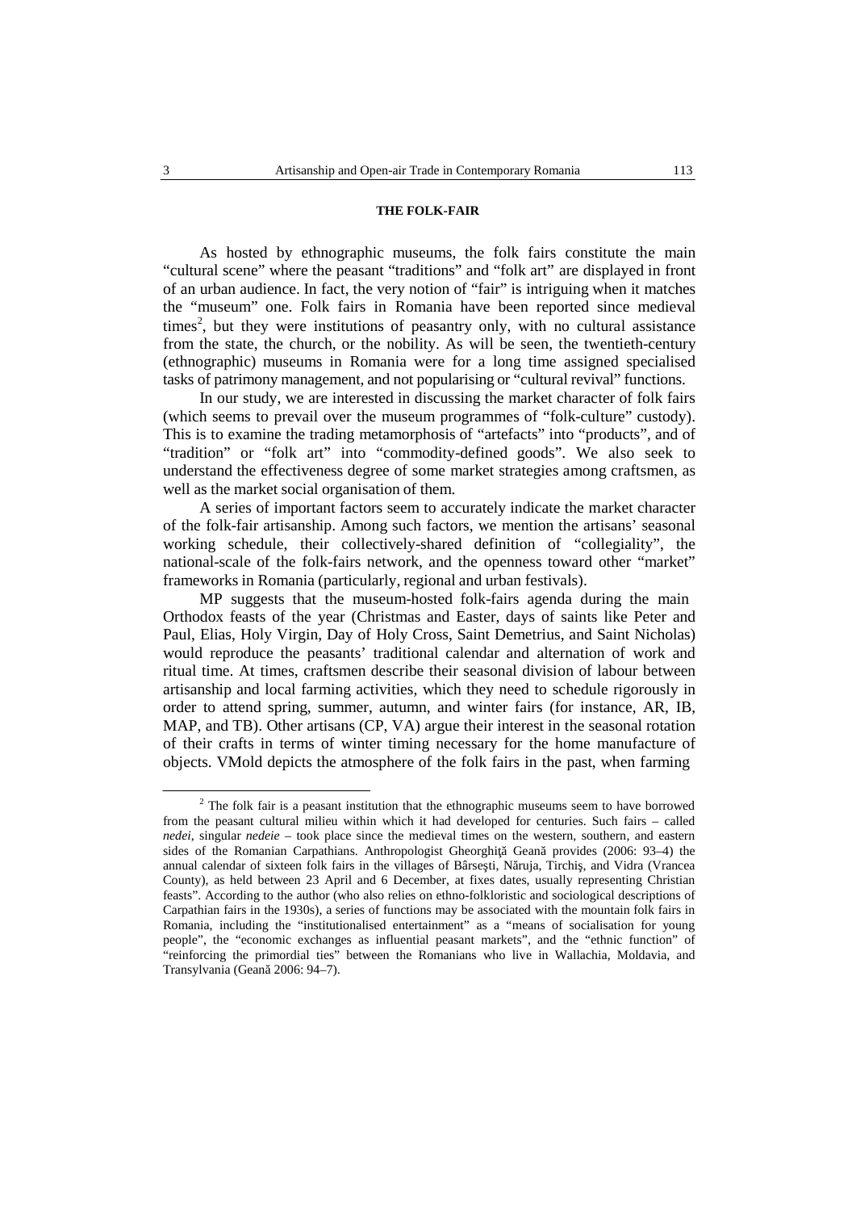### THE FOLK-FAIR

As hosted by ethnographic museums, the folk fairs constitute the main "cultural scene" where the peasant "traditions" and "folk art" are displayed in front of an urban audience. In fact, the very notion of "fair" is intriguing when it matches the "museum" one. Folk fairs in Romania have been reported since medieval times[2], but they were institutions of peasantry only, with no cultural assistance from the state, the church, or the nobility. As will be seen, the twentieth-century (ethnographic) museums in Romania were for a long time assigned specialised tasks of patrimony management, and not popularising or "cultural revival" functions.

In our study, we are interested in discussing the market character of folk fairs (which seems to prevail over the museum programmes of "folk-culture" custody). This is to examine the trading metamorphosis of "artefacts" into "products", and of "tradition" or "folk art" into "commodity-defined goods". We also seek to understand the effectiveness degree of some market strategies among craftsmen, as well as the market social organisation of them.

A series of important factors seem to accurately indicate the market character of the folk-fair artisanship. Among such factors, we mention the artisans' seasonal working schedule, their collectively-shared definition of "collegiality", the national-scale of the folk-fairs network, and the openness toward other "market" frameworks in Romania (particularly, regional and urban festivals).

MP suggests that the museum-hosted folk-fairs agenda during the main Orthodox feasts of the year (Christmas and Easter, days of saints like Peter and Paul, Elias, Holy Virgin, Day of Holy Cross, Saint Demetrius, and Saint Nicholas) would reproduce the peasants' traditional calendar and alternation of work and ritual time. At times, craftsmen describe their seasonal division of labour between artisanship and local farming activities, which they need to schedule rigorously in order to attend spring, summer, autumn, and winter fairs (for instance, AR, IB, MAP, and TB). Other artisans (CP, VA) argue their interest in the seasonal rotation of their crafts in terms of winter timing necessary for the home manufacture of objects. VMold depicts the atmosphere of the folk fairs in the past, when farming

---

[2] The folk fair is a peasant institution that the ethnographic museums seem to have borrowed from the peasant cultural milieu within which it had developed for centuries. Such fairs – called *nedei*, singular *nedeie* – took place since the medieval times on the western, southern, and eastern sides of the Romanian Carpathians. Anthropologist Gheorghiţă Geană provides (2006: 93–4) the annual calendar of sixteen folk fairs in the villages of Bârseşti, Năruja, Tirchiş, and Vidra (Vrancea County), as held between 23 April and 6 December, at fixes dates, usually representing Christian feasts". According to the author (who also relies on ethno-folkloristic and sociological descriptions of Carpathian fairs in the 1930s), a series of functions may be associated with the mountain folk fairs in Romania, including the "institutionalised entertainment" as a "means of socialisation for young people", the "economic exchanges as influential peasant markets", and the "ethnic function" of "reinforcing the primordial ties" between the Romanians who live in Wallachia, Moldavia, and Transylvania (Geană 2006: 94–7).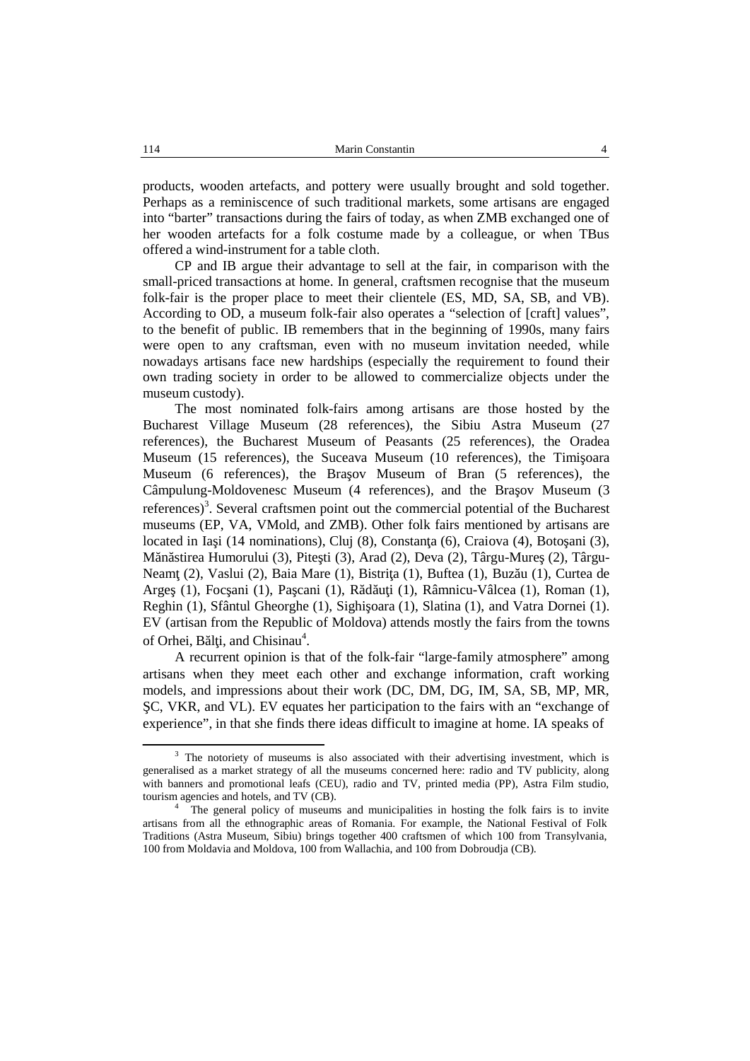products, wooden artefacts, and pottery were usually brought and sold together. Perhaps as a reminiscence of such traditional markets, some artisans are engaged into "barter" transactions during the fairs of today, as when ZMB exchanged one of her wooden artefacts for a folk costume made by a colleague, or when TBus offered a wind-instrument for a table cloth.

CP and IB argue their advantage to sell at the fair, in comparison with the small-priced transactions at home. In general, craftsmen recognise that the museum folk-fair is the proper place to meet their clientele (ES, MD, SA, SB, and VB). According to OD, a museum folk-fair also operates a "selection of [craft] values", to the benefit of public. IB remembers that in the beginning of 1990s, many fairs were open to any craftsman, even with no museum invitation needed, while nowadays artisans face new hardships (especially the requirement to found their own trading society in order to be allowed to commercialize objects under the museum custody).

The most nominated folk-fairs among artisans are those hosted by the Bucharest Village Museum (28 references), the Sibiu Astra Museum (27 references), the Bucharest Museum of Peasants (25 references), the Oradea Museum (15 references), the Suceava Museum (10 references), the Timişoara Museum (6 references), the Braşov Museum of Bran (5 references), the Câmpulung-Moldovenesc Museum (4 references), and the Braşov Museum (3 references)[3]. Several craftsmen point out the commercial potential of the Bucharest museums (EP, VA, VMold, and ZMB). Other folk fairs mentioned by artisans are located in Iaşi (14 nominations), Cluj (8), Constanţa (6), Craiova (4), Botoşani (3), Mănăstirea Humorului (3), Piteşti (3), Arad (2), Deva (2), Târgu-Mureş (2), Târgu-Neamţ (2), Vaslui (2), Baia Mare (1), Bistriţa (1), Buftea (1), Buzău (1), Curtea de Argeş (1), Focşani (1), Paşcani (1), Rădăuţi (1), Râmnicu-Vâlcea (1), Roman (1), Reghin (1), Sfântul Gheorghe (1), Sighişoara (1), Slatina (1), and Vatra Dornei (1). EV (artisan from the Republic of Moldova) attends mostly the fairs from the towns of Orhei, Bălţi, and Chisinau[4].

A recurrent opinion is that of the folk-fair "large-family atmosphere" among artisans when they meet each other and exchange information, craft working models, and impressions about their work (DC, DM, DG, IM, SA, SB, MP, MR, ŞC, VKR, and VL). EV equates her participation to the fairs with an "exchange of experience", in that she finds there ideas difficult to imagine at home. IA speaks of

---

[3] The notoriety of museums is also associated with their advertising investment, which is generalised as a market strategy of all the museums concerned here: radio and TV publicity, along with banners and promotional leafs (CEU), radio and TV, printed media (PP), Astra Film studio, tourism agencies and hotels, and TV (CB).

[4] The general policy of museums and municipalities in hosting the folk fairs is to invite artisans from all the ethnographic areas of Romania. For example, the National Festival of Folk Traditions (Astra Museum, Sibiu) brings together 400 craftsmen of which 100 from Transylvania, 100 from Moldavia and Moldova, 100 from Wallachia, and 100 from Dobroudja (CB).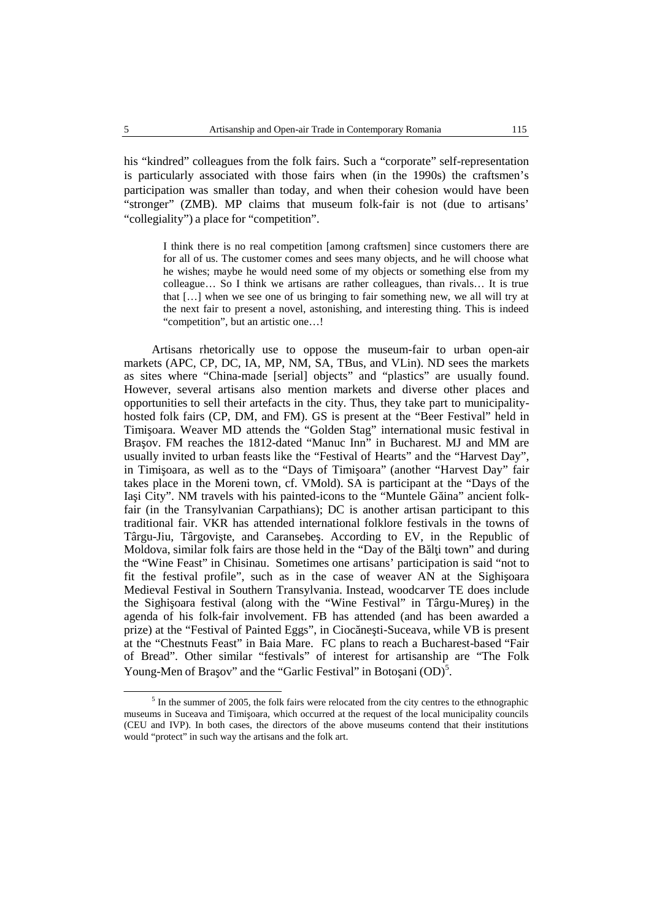his "kindred" colleagues from the folk fairs. Such a "corporate" self-representation is particularly associated with those fairs when (in the 1990s) the craftsmen's participation was smaller than today, and when their cohesion would have been "stronger" (ZMB). MP claims that museum folk-fair is not (due to artisans' "collegiality") a place for "competition".

> I think there is no real competition [among craftsmen] since customers there are for all of us. The customer comes and sees many objects, and he will choose what he wishes; maybe he would need some of my objects or something else from my colleague… So I think we artisans are rather colleagues, than rivals… It is true that […] when we see one of us bringing to fair something new, we all will try at the next fair to present a novel, astonishing, and interesting thing. This is indeed "competition", but an artistic one…!

Artisans rhetorically use to oppose the museum-fair to urban open-air markets (APC, CP, DC, IA, MP, NM, SA, TBus, and VLin). ND sees the markets as sites where "China-made [serial] objects" and "plastics" are usually found. However, several artisans also mention markets and diverse other places and opportunities to sell their artefacts in the city. Thus, they take part to municipality-hosted folk fairs (CP, DM, and FM). GS is present at the "Beer Festival" held in Timişoara. Weaver MD attends the "Golden Stag" international music festival in Braşov. FM reaches the 1812-dated "Manuc Inn" in Bucharest. MJ and MM are usually invited to urban feasts like the "Festival of Hearts" and the "Harvest Day", in Timişoara, as well as to the "Days of Timişoara" (another "Harvest Day" fair takes place in the Moreni town, cf. VMold). SA is participant at the "Days of the Iaşi City". NM travels with his painted-icons to the "Muntele Găina" ancient folk-fair (in the Transylvanian Carpathians); DC is another artisan participant to this traditional fair. VKR has attended international folklore festivals in the towns of Târgu-Jiu, Târgovişte, and Caransebeş. According to EV, in the Republic of Moldova, similar folk fairs are those held in the "Day of the Bălţi town" and during the "Wine Feast" in Chisinau. Sometimes one artisans' participation is said "not to fit the festival profile", such as in the case of weaver AN at the Sighişoara Medieval Festival in Southern Transylvania. Instead, woodcarver TE does include the Sighişoara festival (along with the "Wine Festival" in Târgu-Mureş) in the agenda of his folk-fair involvement. FB has attended (and has been awarded a prize) at the "Festival of Painted Eggs", in Ciocăneşti-Suceava, while VB is present at the "Chestnuts Feast" in Baia Mare. FC plans to reach a Bucharest-based "Fair of Bread". Other similar "festivals" of interest for artisanship are "The Folk Young-Men of Braşov" and the "Garlic Festival" in Botoşani (OD)[5].

[5] In the summer of 2005, the folk fairs were relocated from the city centres to the ethnographic museums in Suceava and Timişoara, which occurred at the request of the local municipality councils (CEU and IVP). In both cases, the directors of the above museums contend that their institutions would "protect" in such way the artisans and the folk art.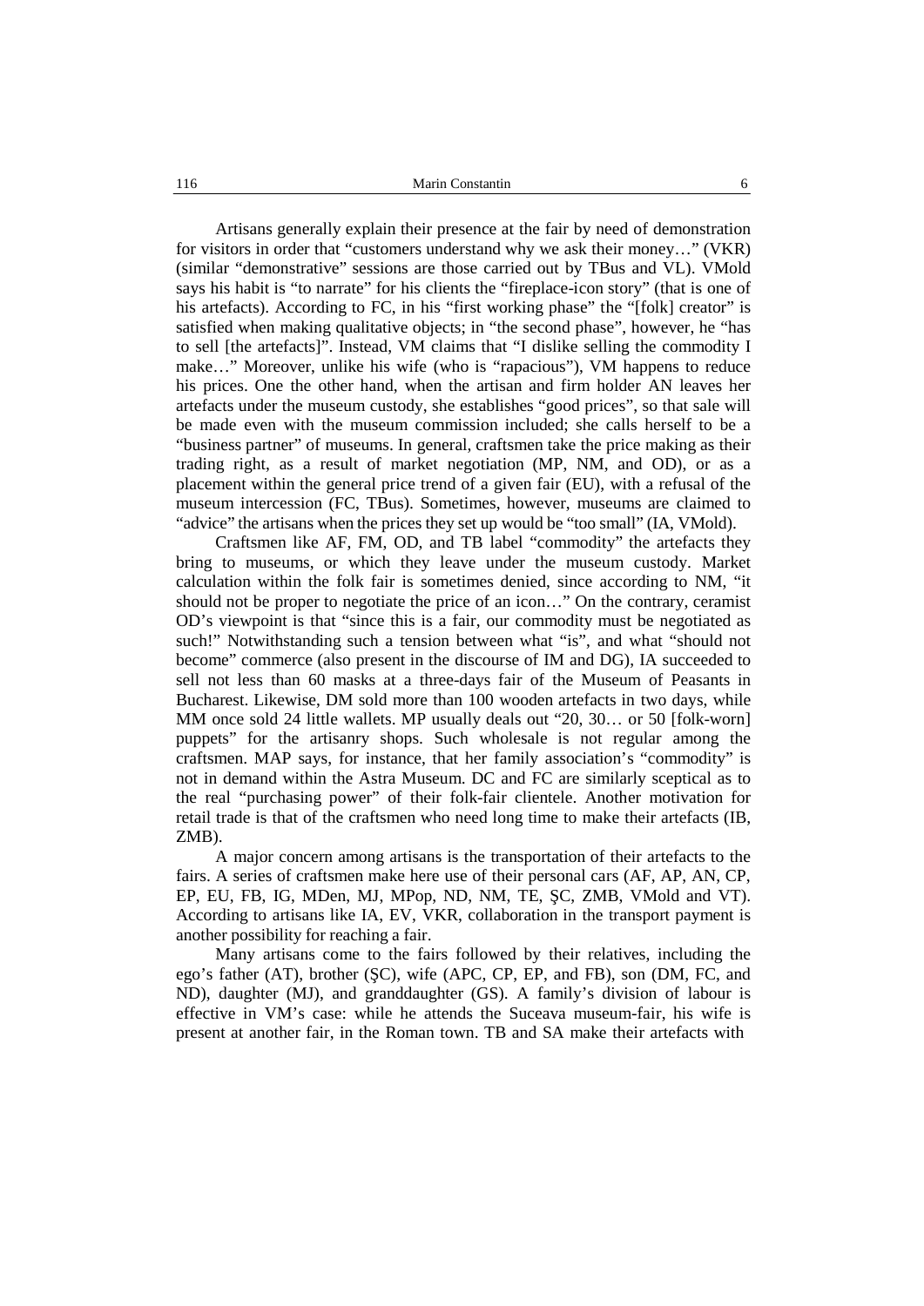Artisans generally explain their presence at the fair by need of demonstration for visitors in order that "customers understand why we ask their money…" (VKR) (similar "demonstrative" sessions are those carried out by TBus and VL). VMold says his habit is "to narrate" for his clients the "fireplace-icon story" (that is one of his artefacts). According to FC, in his "first working phase" the "[folk] creator" is satisfied when making qualitative objects; in "the second phase", however, he "has to sell [the artefacts]". Instead, VM claims that "I dislike selling the commodity I make…" Moreover, unlike his wife (who is "rapacious"), VM happens to reduce his prices. One the other hand, when the artisan and firm holder AN leaves her artefacts under the museum custody, she establishes "good prices", so that sale will be made even with the museum commission included; she calls herself to be a "business partner" of museums. In general, craftsmen take the price making as their trading right, as a result of market negotiation (MP, NM, and OD), or as a placement within the general price trend of a given fair (EU), with a refusal of the museum intercession (FC, TBus). Sometimes, however, museums are claimed to "advice" the artisans when the prices they set up would be "too small" (IA, VMold).

Craftsmen like AF, FM, OD, and TB label "commodity" the artefacts they bring to museums, or which they leave under the museum custody. Market calculation within the folk fair is sometimes denied, since according to NM, "it should not be proper to negotiate the price of an icon…" On the contrary, ceramist OD's viewpoint is that "since this is a fair, our commodity must be negotiated as such!" Notwithstanding such a tension between what "is", and what "should not become" commerce (also present in the discourse of IM and DG), IA succeeded to sell not less than 60 masks at a three-days fair of the Museum of Peasants in Bucharest. Likewise, DM sold more than 100 wooden artefacts in two days, while MM once sold 24 little wallets. MP usually deals out "20, 30… or 50 [folk-worn] puppets" for the artisanry shops. Such wholesale is not regular among the craftsmen. MAP says, for instance, that her family association's "commodity" is not in demand within the Astra Museum. DC and FC are similarly sceptical as to the real "purchasing power" of their folk-fair clientele. Another motivation for retail trade is that of the craftsmen who need long time to make their artefacts (IB, ZMB).

A major concern among artisans is the transportation of their artefacts to the fairs. A series of craftsmen make here use of their personal cars (AF, AP, AN, CP, EP, EU, FB, IG, MDen, MJ, MPop, ND, NM, TE, ŞC, ZMB, VMold and VT). According to artisans like IA, EV, VKR, collaboration in the transport payment is another possibility for reaching a fair.

Many artisans come to the fairs followed by their relatives, including the ego's father (AT), brother (ŞC), wife (APC, CP, EP, and FB), son (DM, FC, and ND), daughter (MJ), and granddaughter (GS). A family's division of labour is effective in VM's case: while he attends the Suceava museum-fair, his wife is present at another fair, in the Roman town. TB and SA make their artefacts with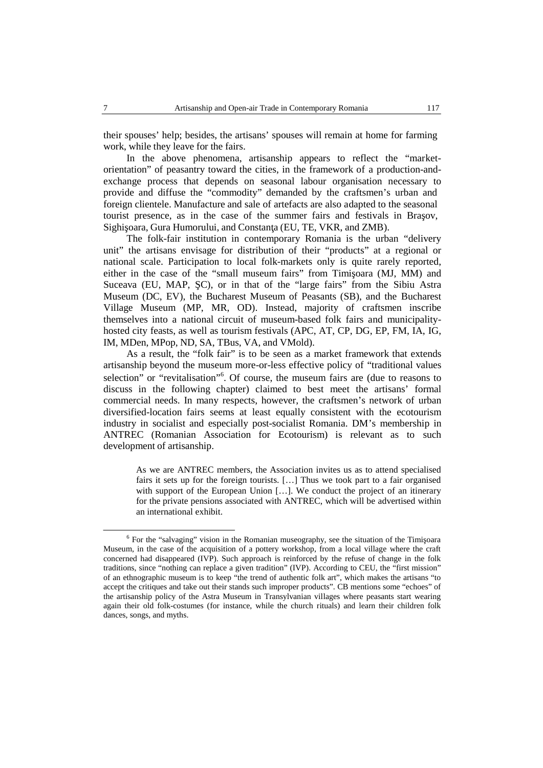their spouses' help; besides, the artisans' spouses will remain at home for farming work, while they leave for the fairs.

In the above phenomena, artisanship appears to reflect the "market-orientation" of peasantry toward the cities, in the framework of a production-and-exchange process that depends on seasonal labour organisation necessary to provide and diffuse the "commodity" demanded by the craftsmen's urban and foreign clientele. Manufacture and sale of artefacts are also adapted to the seasonal tourist presence, as in the case of the summer fairs and festivals in Braşov, Sighişoara, Gura Humorului, and Constanţa (EU, TE, VKR, and ZMB).

The folk-fair institution in contemporary Romania is the urban "delivery unit" the artisans envisage for distribution of their "products" at a regional or national scale. Participation to local folk-markets only is quite rarely reported, either in the case of the "small museum fairs" from Timişoara (MJ, MM) and Suceava (EU, MAP, ŞC), or in that of the "large fairs" from the Sibiu Astra Museum (DC, EV), the Bucharest Museum of Peasants (SB), and the Bucharest Village Museum (MP, MR, OD). Instead, majority of craftsmen inscribe themselves into a national circuit of museum-based folk fairs and municipality-hosted city feasts, as well as tourism festivals (APC, AT, CP, DG, EP, FM, IA, IG, IM, MDen, MPop, ND, SA, TBus, VA, and VMold).

As a result, the "folk fair" is to be seen as a market framework that extends artisanship beyond the museum more-or-less effective policy of "traditional values selection" or "revitalisation"[6]. Of course, the museum fairs are (due to reasons to discuss in the following chapter) claimed to best meet the artisans' formal commercial needs. In many respects, however, the craftsmen's network of urban diversified-location fairs seems at least equally consistent with the ecotourism industry in socialist and especially post-socialist Romania. DM's membership in ANTREC (Romanian Association for Ecotourism) is relevant as to such development of artisanship.

> As we are ANTREC members, the Association invites us as to attend specialised fairs it sets up for the foreign tourists. […] Thus we took part to a fair organised with support of the European Union […]. We conduct the project of an itinerary for the private pensions associated with ANTREC, which will be advertised within an international exhibit.

---

[6] For the "salvaging" vision in the Romanian museography, see the situation of the Timişoara Museum, in the case of the acquisition of a pottery workshop, from a local village where the craft concerned had disappeared (IVP). Such approach is reinforced by the refuse of change in the folk traditions, since "nothing can replace a given tradition" (IVP). According to CEU, the "first mission" of an ethnographic museum is to keep "the trend of authentic folk art", which makes the artisans "to accept the critiques and take out their stands such improper products". CB mentions some "echoes" of the artisanship policy of the Astra Museum in Transylvanian villages where peasants start wearing again their old folk-costumes (for instance, while the church rituals) and learn their children folk dances, songs, and myths.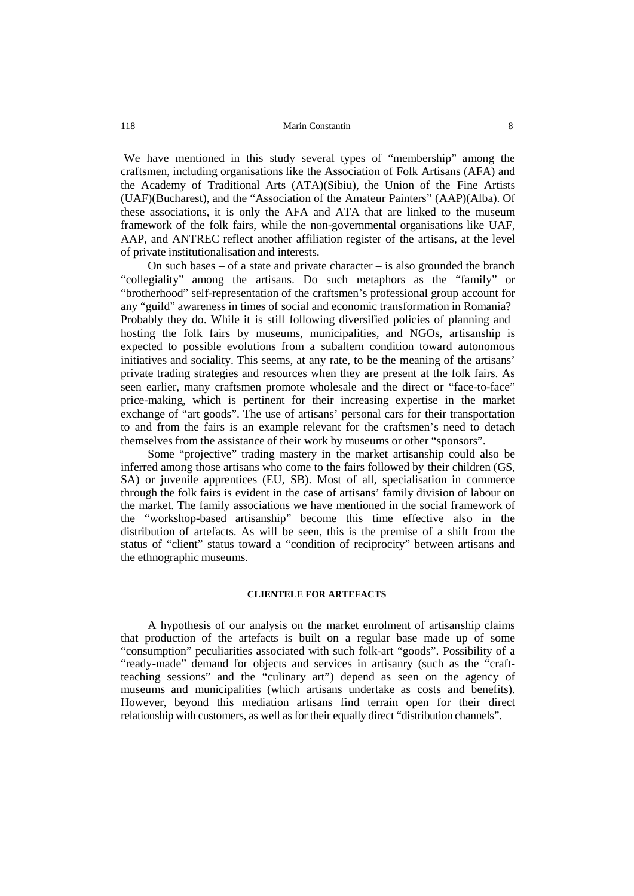We have mentioned in this study several types of "membership" among the craftsmen, including organisations like the Association of Folk Artisans (AFA) and the Academy of Traditional Arts (ATA)(Sibiu), the Union of the Fine Artists (UAF)(Bucharest), and the "Association of the Amateur Painters" (AAP)(Alba). Of these associations, it is only the AFA and ATA that are linked to the museum framework of the folk fairs, while the non-governmental organisations like UAF, AAP, and ANTREC reflect another affiliation register of the artisans, at the level of private institutionalisation and interests.

On such bases – of a state and private character – is also grounded the branch "collegiality" among the artisans. Do such metaphors as the "family" or "brotherhood" self-representation of the craftsmen's professional group account for any "guild" awareness in times of social and economic transformation in Romania? Probably they do. While it is still following diversified policies of planning and hosting the folk fairs by museums, municipalities, and NGOs, artisanship is expected to possible evolutions from a subaltern condition toward autonomous initiatives and sociality. This seems, at any rate, to be the meaning of the artisans' private trading strategies and resources when they are present at the folk fairs. As seen earlier, many craftsmen promote wholesale and the direct or "face-to-face" price-making, which is pertinent for their increasing expertise in the market exchange of "art goods". The use of artisans' personal cars for their transportation to and from the fairs is an example relevant for the craftsmen's need to detach themselves from the assistance of their work by museums or other "sponsors".

Some "projective" trading mastery in the market artisanship could also be inferred among those artisans who come to the fairs followed by their children (GS, SA) or juvenile apprentices (EU, SB). Most of all, specialisation in commerce through the folk fairs is evident in the case of artisans' family division of labour on the market. The family associations we have mentioned in the social framework of the "workshop-based artisanship" become this time effective also in the distribution of artefacts. As will be seen, this is the premise of a shift from the status of "client" status toward a "condition of reciprocity" between artisans and the ethnographic museums.

## CLIENTELE FOR ARTEFACTS

A hypothesis of our analysis on the market enrolment of artisanship claims that production of the artefacts is built on a regular base made up of some "consumption" peculiarities associated with such folk-art "goods". Possibility of a "ready-made" demand for objects and services in artisanry (such as the "craft-teaching sessions" and the "culinary art") depend as seen on the agency of museums and municipalities (which artisans undertake as costs and benefits). However, beyond this mediation artisans find terrain open for their direct relationship with customers, as well as for their equally direct "distribution channels".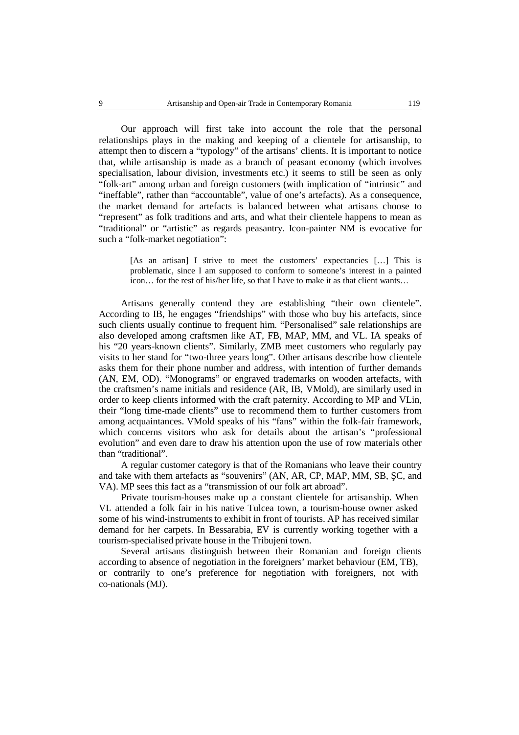Our approach will first take into account the role that the personal relationships plays in the making and keeping of a clientele for artisanship, to attempt then to discern a "typology" of the artisans' clients. It is important to notice that, while artisanship is made as a branch of peasant economy (which involves specialisation, labour division, investments etc.) it seems to still be seen as only "folk-art" among urban and foreign customers (with implication of "intrinsic" and "ineffable", rather than "accountable", value of one's artefacts). As a consequence, the market demand for artefacts is balanced between what artisans choose to "represent" as folk traditions and arts, and what their clientele happens to mean as "traditional" or "artistic" as regards peasantry. Icon-painter NM is evocative for such a "folk-market negotiation":

> [As an artisan] I strive to meet the customers' expectancies […] This is problematic, since I am supposed to conform to someone's interest in a painted icon… for the rest of his/her life, so that I have to make it as that client wants…

Artisans generally contend they are establishing "their own clientele". According to IB, he engages "friendships" with those who buy his artefacts, since such clients usually continue to frequent him. "Personalised" sale relationships are also developed among craftsmen like AT, FB, MAP, MM, and VL. IA speaks of his "20 years-known clients". Similarly, ZMB meet customers who regularly pay visits to her stand for "two-three years long". Other artisans describe how clientele asks them for their phone number and address, with intention of further demands (AN, EM, OD). "Monograms" or engraved trademarks on wooden artefacts, with the craftsmen's name initials and residence (AR, IB, VMold), are similarly used in order to keep clients informed with the craft paternity. According to MP and VLin, their "long time-made clients" use to recommend them to further customers from among acquaintances. VMold speaks of his "fans" within the folk-fair framework, which concerns visitors who ask for details about the artisan's "professional evolution" and even dare to draw his attention upon the use of row materials other than "traditional".

A regular customer category is that of the Romanians who leave their country and take with them artefacts as "souvenirs" (AN, AR, CP, MAP, MM, SB, ŞC, and VA). MP sees this fact as a "transmission of our folk art abroad".

Private tourism-houses make up a constant clientele for artisanship. When VL attended a folk fair in his native Tulcea town, a tourism-house owner asked some of his wind-instruments to exhibit in front of tourists. AP has received similar demand for her carpets. In Bessarabia, EV is currently working together with a tourism-specialised private house in the Tribujeni town.

Several artisans distinguish between their Romanian and foreign clients according to absence of negotiation in the foreigners' market behaviour (EM, TB), or contrarily to one's preference for negotiation with foreigners, not with co-nationals (MJ).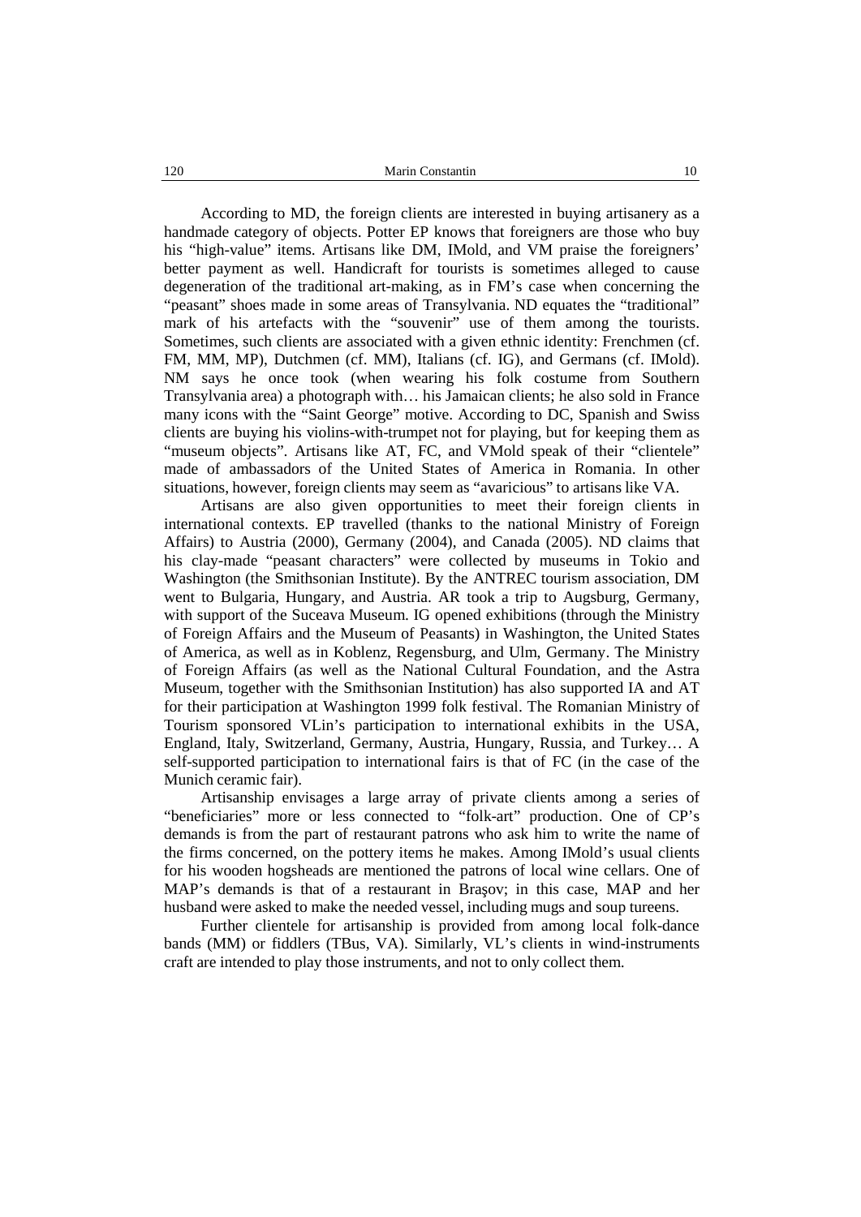According to MD, the foreign clients are interested in buying artisanery as a handmade category of objects. Potter EP knows that foreigners are those who buy his "high-value" items. Artisans like DM, IMold, and VM praise the foreigners' better payment as well. Handicraft for tourists is sometimes alleged to cause degeneration of the traditional art-making, as in FM's case when concerning the "peasant" shoes made in some areas of Transylvania. ND equates the "traditional" mark of his artefacts with the "souvenir" use of them among the tourists. Sometimes, such clients are associated with a given ethnic identity: Frenchmen (cf. FM, MM, MP), Dutchmen (cf. MM), Italians (cf. IG), and Germans (cf. IMold). NM says he once took (when wearing his folk costume from Southern Transylvania area) a photograph with… his Jamaican clients; he also sold in France many icons with the "Saint George" motive. According to DC, Spanish and Swiss clients are buying his violins-with-trumpet not for playing, but for keeping them as "museum objects". Artisans like AT, FC, and VMold speak of their "clientele" made of ambassadors of the United States of America in Romania. In other situations, however, foreign clients may seem as "avaricious" to artisans like VA.

Artisans are also given opportunities to meet their foreign clients in international contexts. EP travelled (thanks to the national Ministry of Foreign Affairs) to Austria (2000), Germany (2004), and Canada (2005). ND claims that his clay-made "peasant characters" were collected by museums in Tokio and Washington (the Smithsonian Institute). By the ANTREC tourism association, DM went to Bulgaria, Hungary, and Austria. AR took a trip to Augsburg, Germany, with support of the Suceava Museum. IG opened exhibitions (through the Ministry of Foreign Affairs and the Museum of Peasants) in Washington, the United States of America, as well as in Koblenz, Regensburg, and Ulm, Germany. The Ministry of Foreign Affairs (as well as the National Cultural Foundation, and the Astra Museum, together with the Smithsonian Institution) has also supported IA and AT for their participation at Washington 1999 folk festival. The Romanian Ministry of Tourism sponsored VLin's participation to international exhibits in the USA, England, Italy, Switzerland, Germany, Austria, Hungary, Russia, and Turkey… A self-supported participation to international fairs is that of FC (in the case of the Munich ceramic fair).

Artisanship envisages a large array of private clients among a series of "beneficiaries" more or less connected to "folk-art" production. One of CP's demands is from the part of restaurant patrons who ask him to write the name of the firms concerned, on the pottery items he makes. Among IMold's usual clients for his wooden hogsheads are mentioned the patrons of local wine cellars. One of MAP's demands is that of a restaurant in Braşov; in this case, MAP and her husband were asked to make the needed vessel, including mugs and soup tureens.

Further clientele for artisanship is provided from among local folk-dance bands (MM) or fiddlers (TBus, VA). Similarly, VL's clients in wind-instruments craft are intended to play those instruments, and not to only collect them.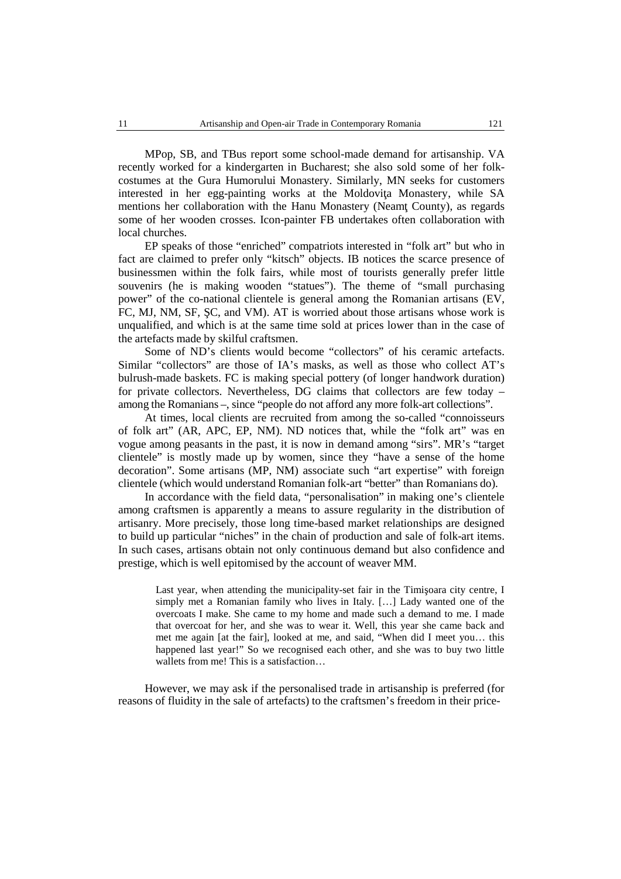MPop, SB, and TBus report some school-made demand for artisanship. VA recently worked for a kindergarten in Bucharest; she also sold some of her folk-costumes at the Gura Humorului Monastery. Similarly, MN seeks for customers interested in her egg-painting works at the Moldoviţa Monastery, while SA mentions her collaboration with the Hanu Monastery (Neamţ County), as regards some of her wooden crosses. Icon-painter FB undertakes often collaboration with local churches.

EP speaks of those "enriched" compatriots interested in "folk art" but who in fact are claimed to prefer only "kitsch" objects. IB notices the scarce presence of businessmen within the folk fairs, while most of tourists generally prefer little souvenirs (he is making wooden "statues"). The theme of "small purchasing power" of the co-national clientele is general among the Romanian artisans (EV, FC, MJ, NM, SF, ŞC, and VM). AT is worried about those artisans whose work is unqualified, and which is at the same time sold at prices lower than in the case of the artefacts made by skilful craftsmen.

Some of ND's clients would become "collectors" of his ceramic artefacts. Similar "collectors" are those of IA's masks, as well as those who collect AT's bulrush-made baskets. FC is making special pottery (of longer handwork duration) for private collectors. Nevertheless, DG claims that collectors are few today – among the Romanians –, since "people do not afford any more folk-art collections".

At times, local clients are recruited from among the so-called "connoisseurs of folk art" (AR, APC, EP, NM). ND notices that, while the "folk art" was en vogue among peasants in the past, it is now in demand among "sirs". MR's "target clientele" is mostly made up by women, since they "have a sense of the home decoration". Some artisans (MP, NM) associate such "art expertise" with foreign clientele (which would understand Romanian folk-art "better" than Romanians do).

In accordance with the field data, "personalisation" in making one's clientele among craftsmen is apparently a means to assure regularity in the distribution of artisanry. More precisely, those long time-based market relationships are designed to build up particular "niches" in the chain of production and sale of folk-art items. In such cases, artisans obtain not only continuous demand but also confidence and prestige, which is well epitomised by the account of weaver MM.

> Last year, when attending the municipality-set fair in the Timişoara city centre, I simply met a Romanian family who lives in Italy. […] Lady wanted one of the overcoats I make. She came to my home and made such a demand to me. I made that overcoat for her, and she was to wear it. Well, this year she came back and met me again [at the fair], looked at me, and said, "When did I meet you… this happened last year!" So we recognised each other, and she was to buy two little wallets from me! This is a satisfaction…

However, we may ask if the personalised trade in artisanship is preferred (for reasons of fluidity in the sale of artefacts) to the craftsmen's freedom in their price-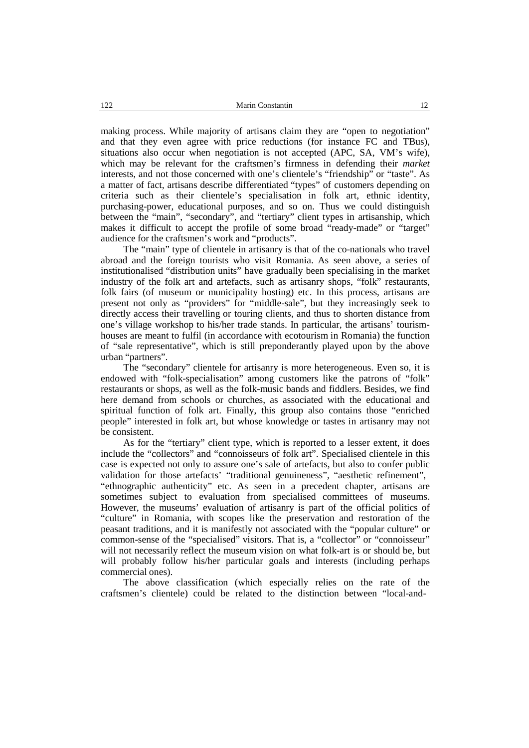making process. While majority of artisans claim they are "open to negotiation" and that they even agree with price reductions (for instance FC and TBus), situations also occur when negotiation is not accepted (APC, SA, VM's wife), which may be relevant for the craftsmen's firmness in defending their *market* interests, and not those concerned with one's clientele's "friendship" or "taste". As a matter of fact, artisans describe differentiated "types" of customers depending on criteria such as their clientele's specialisation in folk art, ethnic identity, purchasing-power, educational purposes, and so on. Thus we could distinguish between the "main", "secondary", and "tertiary" client types in artisanship, which makes it difficult to accept the profile of some broad "ready-made" or "target" audience for the craftsmen's work and "products".

The "main" type of clientele in artisanry is that of the co-nationals who travel abroad and the foreign tourists who visit Romania. As seen above, a series of institutionalised "distribution units" have gradually been specialising in the market industry of the folk art and artefacts, such as artisanry shops, "folk" restaurants, folk fairs (of museum or municipality hosting) etc. In this process, artisans are present not only as "providers" for "middle-sale", but they increasingly seek to directly access their travelling or touring clients, and thus to shorten distance from one's village workshop to his/her trade stands. In particular, the artisans' tourism-houses are meant to fulfil (in accordance with ecotourism in Romania) the function of "sale representative", which is still preponderantly played upon by the above urban "partners".

The "secondary" clientele for artisanry is more heterogeneous. Even so, it is endowed with "folk-specialisation" among customers like the patrons of "folk" restaurants or shops, as well as the folk-music bands and fiddlers. Besides, we find here demand from schools or churches, as associated with the educational and spiritual function of folk art. Finally, this group also contains those "enriched people" interested in folk art, but whose knowledge or tastes in artisanry may not be consistent.

As for the "tertiary" client type, which is reported to a lesser extent, it does include the "collectors" and "connoisseurs of folk art". Specialised clientele in this case is expected not only to assure one's sale of artefacts, but also to confer public validation for those artefacts' "traditional genuineness", "aesthetic refinement", "ethnographic authenticity" etc. As seen in a precedent chapter, artisans are sometimes subject to evaluation from specialised committees of museums. However, the museums' evaluation of artisanry is part of the official politics of "culture" in Romania, with scopes like the preservation and restoration of the peasant traditions, and it is manifestly not associated with the "popular culture" or common-sense of the "specialised" visitors. That is, a "collector" or "connoisseur" will not necessarily reflect the museum vision on what folk-art is or should be, but will probably follow his/her particular goals and interests (including perhaps commercial ones).

The above classification (which especially relies on the rate of the craftsmen's clientele) could be related to the distinction between "local-and-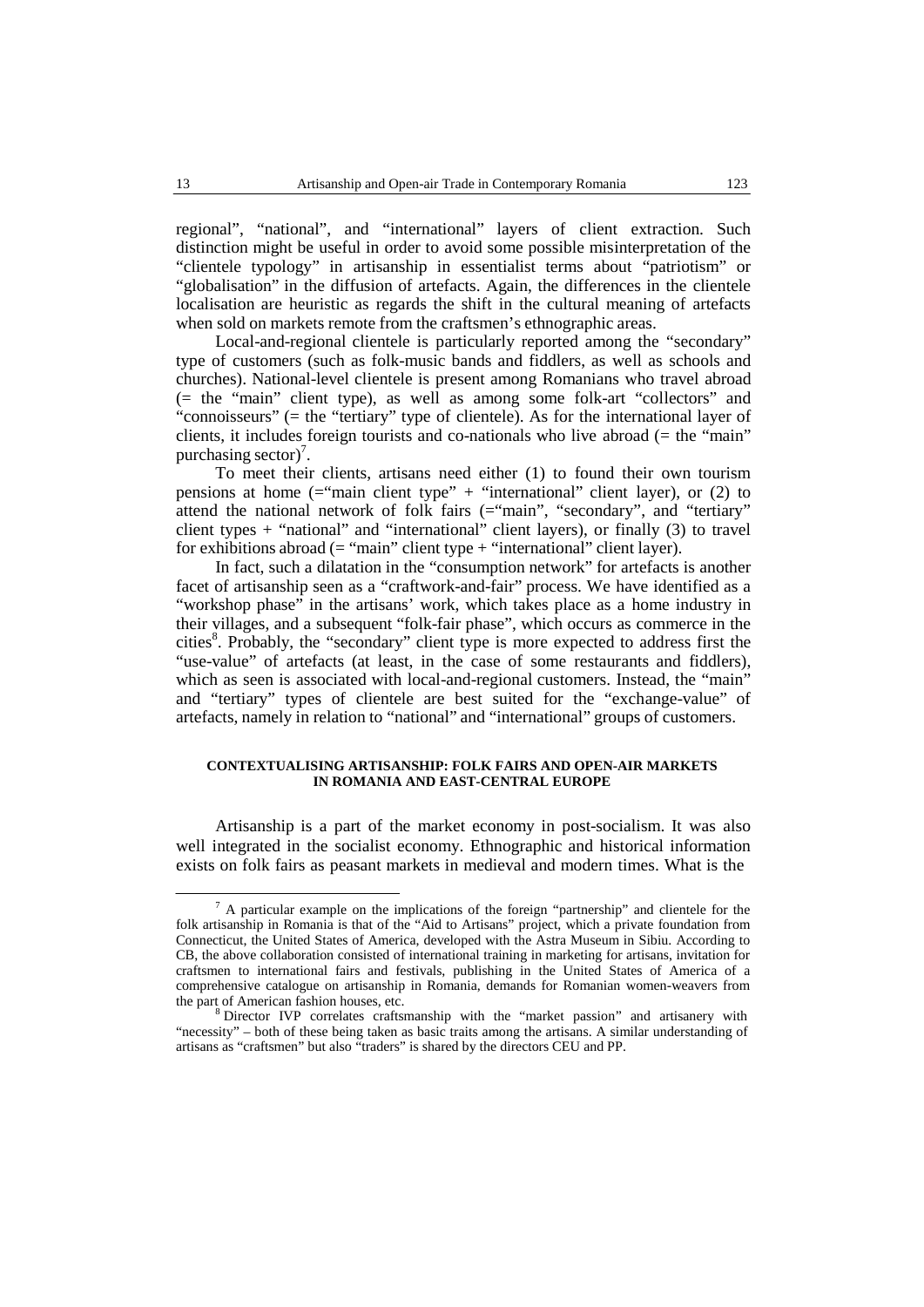regional", "national", and "international" layers of client extraction. Such distinction might be useful in order to avoid some possible misinterpretation of the "clientele typology" in artisanship in essentialist terms about "patriotism" or "globalisation" in the diffusion of artefacts. Again, the differences in the clientele localisation are heuristic as regards the shift in the cultural meaning of artefacts when sold on markets remote from the craftsmen's ethnographic areas.

Local-and-regional clientele is particularly reported among the "secondary" type of customers (such as folk-music bands and fiddlers, as well as schools and churches). National-level clientele is present among Romanians who travel abroad (= the "main" client type), as well as among some folk-art "collectors" and "connoisseurs" (= the "tertiary" type of clientele). As for the international layer of clients, it includes foreign tourists and co-nationals who live abroad (= the "main" purchasing sector)[7].

To meet their clients, artisans need either (1) to found their own tourism pensions at home (="main client type" + "international" client layer), or (2) to attend the national network of folk fairs (="main", "secondary", and "tertiary" client types + "national" and "international" client layers), or finally (3) to travel for exhibitions abroad (= "main" client type + "international" client layer).

In fact, such a dilatation in the "consumption network" for artefacts is another facet of artisanship seen as a "craftwork-and-fair" process. We have identified as a "workshop phase" in the artisans' work, which takes place as a home industry in their villages, and a subsequent "folk-fair phase", which occurs as commerce in the cities[8]. Probably, the "secondary" client type is more expected to address first the "use-value" of artefacts (at least, in the case of some restaurants and fiddlers), which as seen is associated with local-and-regional customers. Instead, the "main" and "tertiary" types of clientele are best suited for the "exchange-value" of artefacts, namely in relation to "national" and "international" groups of customers.

## CONTEXTUALISING ARTISANSHIP: FOLK FAIRS AND OPEN-AIR MARKETS IN ROMANIA AND EAST-CENTRAL EUROPE

Artisanship is a part of the market economy in post-socialism. It was also well integrated in the socialist economy. Ethnographic and historical information exists on folk fairs as peasant markets in medieval and modern times. What is the

---

[7] A particular example on the implications of the foreign "partnership" and clientele for the folk artisanship in Romania is that of the "Aid to Artisans" project, which a private foundation from Connecticut, the United States of America, developed with the Astra Museum in Sibiu. According to CB, the above collaboration consisted of international training in marketing for artisans, invitation for craftsmen to international fairs and festivals, publishing in the United States of America of a comprehensive catalogue on artisanship in Romania, demands for Romanian women-weavers from the part of American fashion houses, etc.

[8] Director IVP correlates craftsmanship with the "market passion" and artisanery with "necessity" – both of these being taken as basic traits among the artisans. A similar understanding of artisans as "craftsmen" but also "traders" is shared by the directors CEU and PP.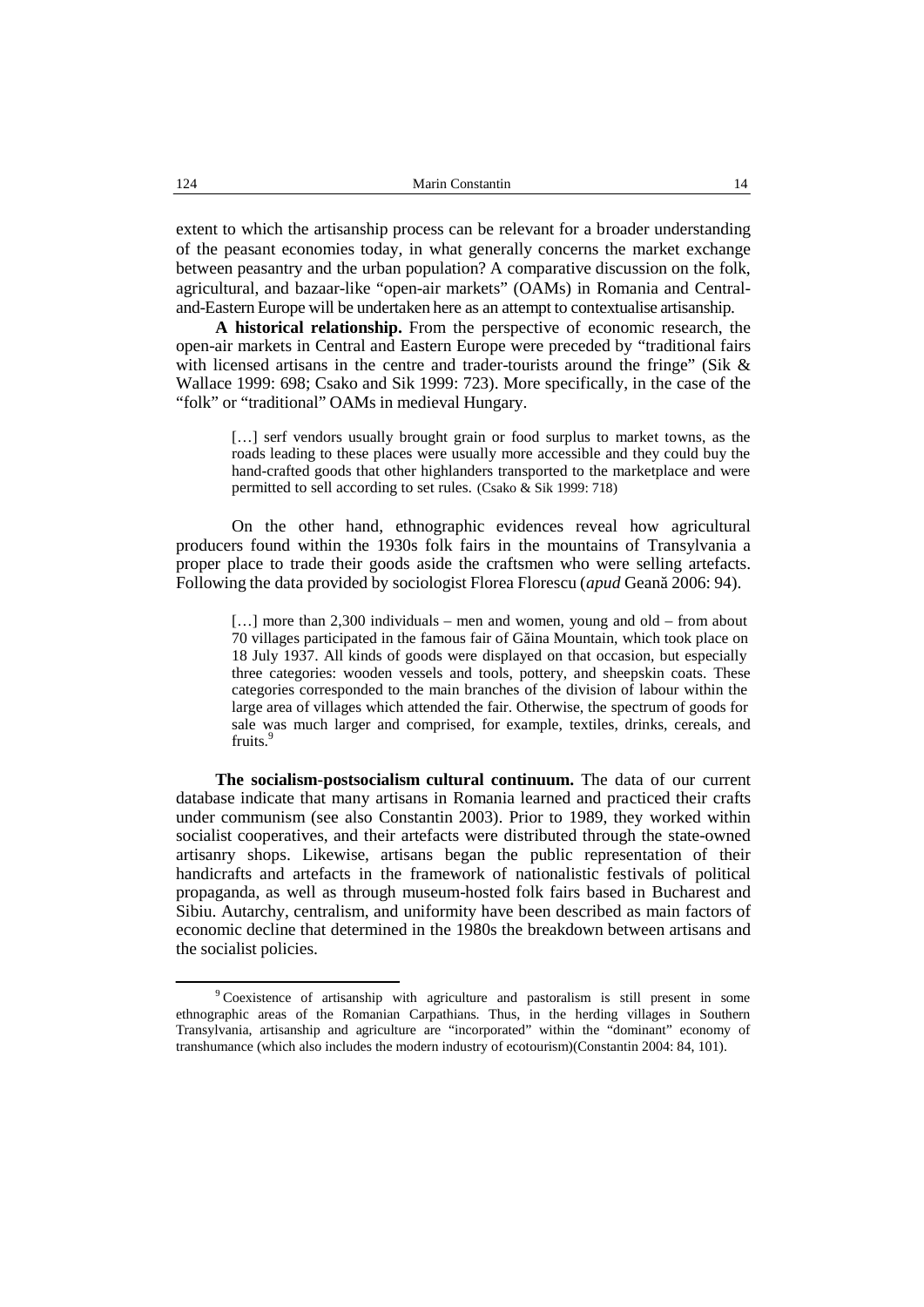extent to which the artisanship process can be relevant for a broader understanding of the peasant economies today, in what generally concerns the market exchange between peasantry and the urban population? A comparative discussion on the folk, agricultural, and bazaar-like "open-air markets" (OAMs) in Romania and Central-and-Eastern Europe will be undertaken here as an attempt to contextualise artisanship.

**A historical relationship.** From the perspective of economic research, the open-air markets in Central and Eastern Europe were preceded by "traditional fairs with licensed artisans in the centre and trader-tourists around the fringe" (Sik & Wallace 1999: 698; Csako and Sik 1999: 723). More specifically, in the case of the "folk" or "traditional" OAMs in medieval Hungary.

> […] serf vendors usually brought grain or food surplus to market towns, as the roads leading to these places were usually more accessible and they could buy the hand-crafted goods that other highlanders transported to the marketplace and were permitted to sell according to set rules. (Csako & Sik 1999: 718)

On the other hand, ethnographic evidences reveal how agricultural producers found within the 1930s folk fairs in the mountains of Transylvania a proper place to trade their goods aside the craftsmen who were selling artefacts. Following the data provided by sociologist Florea Florescu (*apud* Geană 2006: 94).

> […] more than 2,300 individuals – men and women, young and old – from about 70 villages participated in the famous fair of Găina Mountain, which took place on 18 July 1937. All kinds of goods were displayed on that occasion, but especially three categories: wooden vessels and tools, pottery, and sheepskin coats. These categories corresponded to the main branches of the division of labour within the large area of villages which attended the fair. Otherwise, the spectrum of goods for sale was much larger and comprised, for example, textiles, drinks, cereals, and fruits.[9]

**The socialism-postsocialism cultural continuum.** The data of our current database indicate that many artisans in Romania learned and practiced their crafts under communism (see also Constantin 2003). Prior to 1989, they worked within socialist cooperatives, and their artefacts were distributed through the state-owned artisanry shops. Likewise, artisans began the public representation of their handicrafts and artefacts in the framework of nationalistic festivals of political propaganda, as well as through museum-hosted folk fairs based in Bucharest and Sibiu. Autarchy, centralism, and uniformity have been described as main factors of economic decline that determined in the 1980s the breakdown between artisans and the socialist policies.

---

[9] Coexistence of artisanship with agriculture and pastoralism is still present in some ethnographic areas of the Romanian Carpathians. Thus, in the herding villages in Southern Transylvania, artisanship and agriculture are "incorporated" within the "dominant" economy of transhumance (which also includes the modern industry of ecotourism)(Constantin 2004: 84, 101).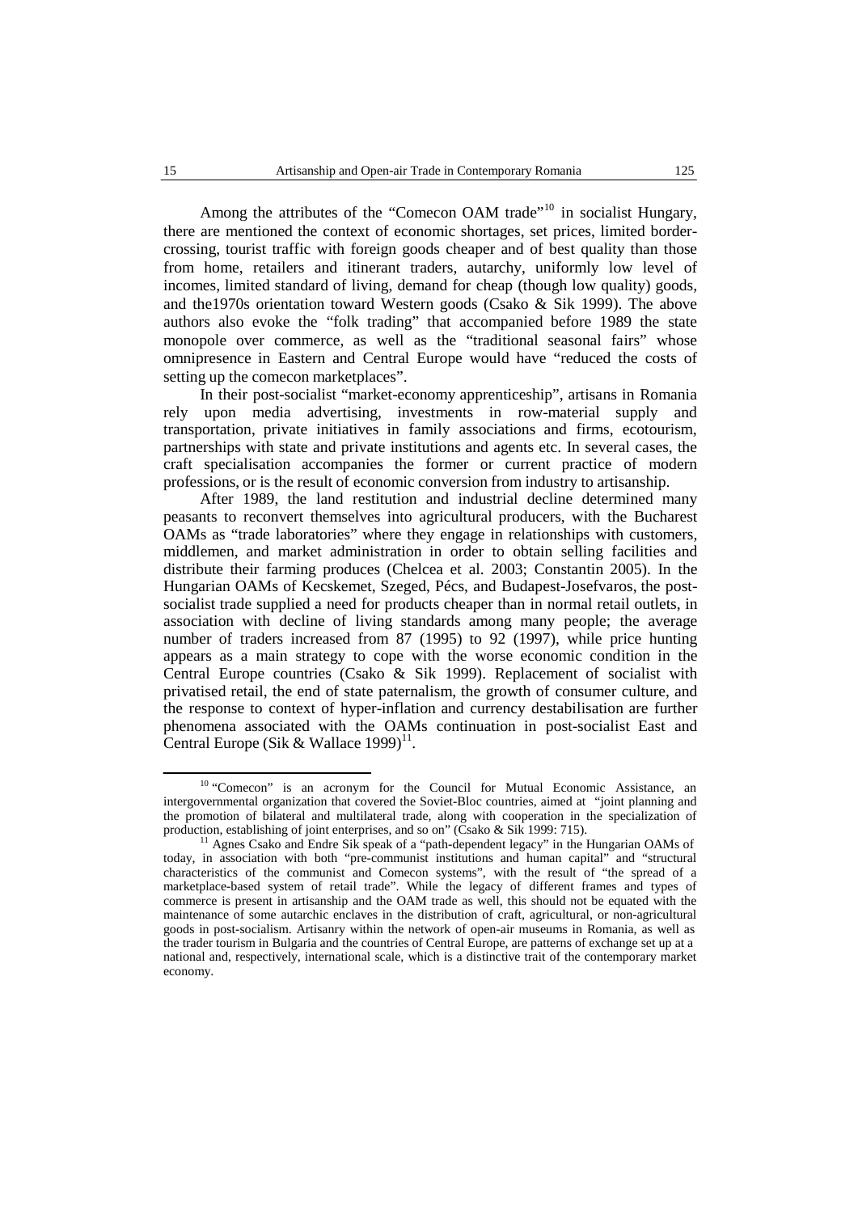Among the attributes of the "Comecon OAM trade"[10] in socialist Hungary, there are mentioned the context of economic shortages, set prices, limited border-crossing, tourist traffic with foreign goods cheaper and of best quality than those from home, retailers and itinerant traders, autarchy, uniformly low level of incomes, limited standard of living, demand for cheap (though low quality) goods, and the1970s orientation toward Western goods (Csako & Sik 1999). The above authors also evoke the "folk trading" that accompanied before 1989 the state monopole over commerce, as well as the "traditional seasonal fairs" whose omnipresence in Eastern and Central Europe would have "reduced the costs of setting up the comecon marketplaces".

In their post-socialist "market-economy apprenticeship", artisans in Romania rely upon media advertising, investments in row-material supply and transportation, private initiatives in family associations and firms, ecotourism, partnerships with state and private institutions and agents etc. In several cases, the craft specialisation accompanies the former or current practice of modern professions, or is the result of economic conversion from industry to artisanship.

After 1989, the land restitution and industrial decline determined many peasants to reconvert themselves into agricultural producers, with the Bucharest OAMs as "trade laboratories" where they engage in relationships with customers, middlemen, and market administration in order to obtain selling facilities and distribute their farming produces (Chelcea et al. 2003; Constantin 2005). In the Hungarian OAMs of Kecskemet, Szeged, Pécs, and Budapest-Josefvaros, the post-socialist trade supplied a need for products cheaper than in normal retail outlets, in association with decline of living standards among many people; the average number of traders increased from 87 (1995) to 92 (1997), while price hunting appears as a main strategy to cope with the worse economic condition in the Central Europe countries (Csako & Sik 1999). Replacement of socialist with privatised retail, the end of state paternalism, the growth of consumer culture, and the response to context of hyper-inflation and currency destabilisation are further phenomena associated with the OAMs continuation in post-socialist East and Central Europe (Sik & Wallace 1999)[11].

[10] "Comecon" is an acronym for the Council for Mutual Economic Assistance, an intergovernmental organization that covered the Soviet-Bloc countries, aimed at "joint planning and the promotion of bilateral and multilateral trade, along with cooperation in the specialization of production, establishing of joint enterprises, and so on" (Csako & Sik 1999: 715).

[11] Agnes Csako and Endre Sik speak of a "path-dependent legacy" in the Hungarian OAMs of today, in association with both "pre-communist institutions and human capital" and "structural characteristics of the communist and Comecon systems", with the result of "the spread of a marketplace-based system of retail trade". While the legacy of different frames and types of commerce is present in artisanship and the OAM trade as well, this should not be equated with the maintenance of some autarchic enclaves in the distribution of craft, agricultural, or non-agricultural goods in post-socialism. Artisanry within the network of open-air museums in Romania, as well as the trader tourism in Bulgaria and the countries of Central Europe, are patterns of exchange set up at a national and, respectively, international scale, which is a distinctive trait of the contemporary market economy.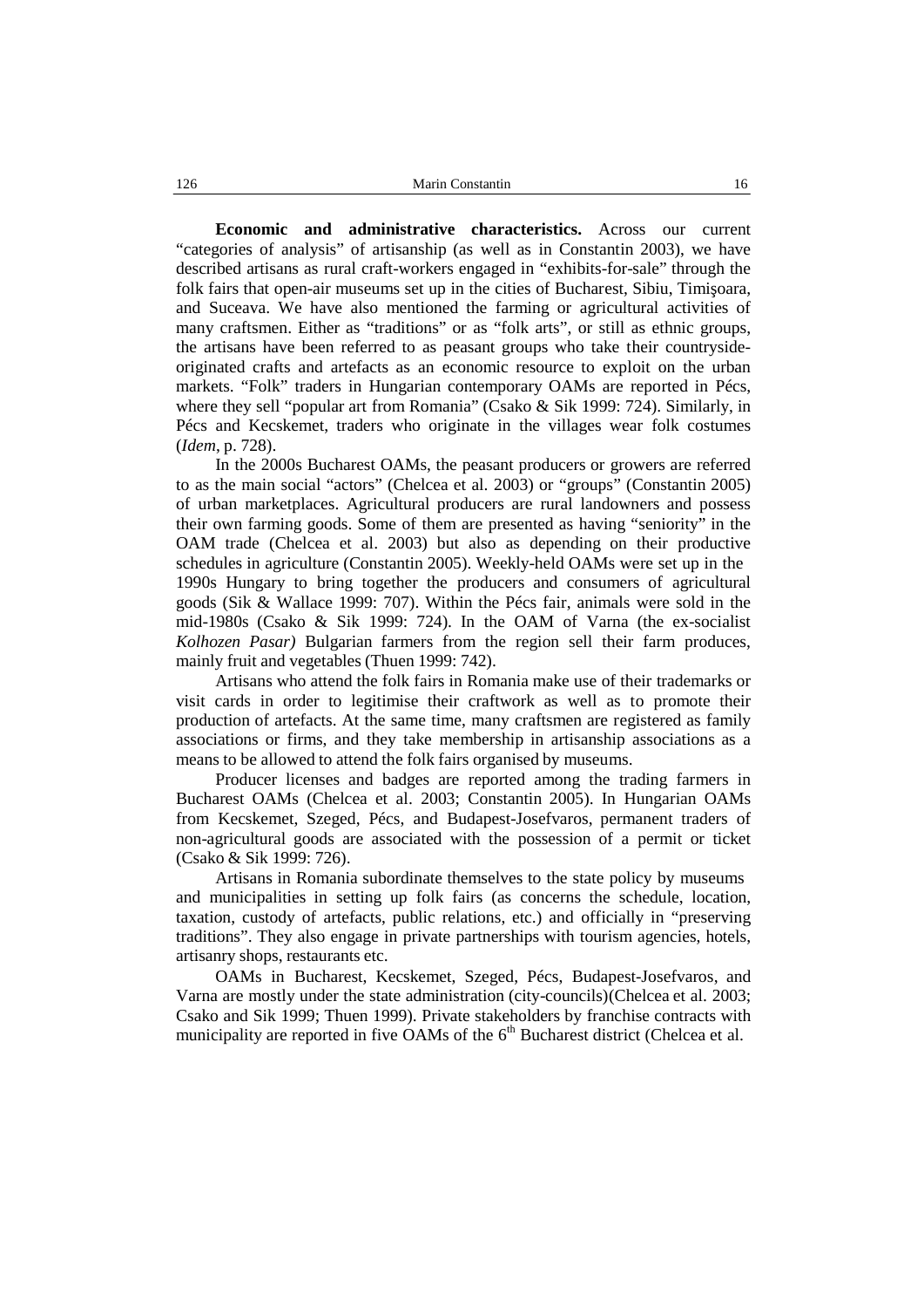**Economic and administrative characteristics.** Across our current "categories of analysis" of artisanship (as well as in Constantin 2003), we have described artisans as rural craft-workers engaged in "exhibits-for-sale" through the folk fairs that open-air museums set up in the cities of Bucharest, Sibiu, Timişoara, and Suceava. We have also mentioned the farming or agricultural activities of many craftsmen. Either as "traditions" or as "folk arts", or still as ethnic groups, the artisans have been referred to as peasant groups who take their countryside-originated crafts and artefacts as an economic resource to exploit on the urban markets. "Folk" traders in Hungarian contemporary OAMs are reported in Pécs, where they sell "popular art from Romania" (Csako & Sik 1999: 724). Similarly, in Pécs and Kecskemet, traders who originate in the villages wear folk costumes (*Idem*, p. 728).

In the 2000s Bucharest OAMs, the peasant producers or growers are referred to as the main social "actors" (Chelcea et al. 2003) or "groups" (Constantin 2005) of urban marketplaces. Agricultural producers are rural landowners and possess their own farming goods. Some of them are presented as having "seniority" in the OAM trade (Chelcea et al. 2003) but also as depending on their productive schedules in agriculture (Constantin 2005). Weekly-held OAMs were set up in the 1990s Hungary to bring together the producers and consumers of agricultural goods (Sik & Wallace 1999: 707). Within the Pécs fair, animals were sold in the mid-1980s (Csako & Sik 1999: 724). In the OAM of Varna (the ex-socialist *Kolhozen Pasar)* Bulgarian farmers from the region sell their farm produces, mainly fruit and vegetables (Thuen 1999: 742).

Artisans who attend the folk fairs in Romania make use of their trademarks or visit cards in order to legitimise their craftwork as well as to promote their production of artefacts. At the same time, many craftsmen are registered as family associations or firms, and they take membership in artisanship associations as a means to be allowed to attend the folk fairs organised by museums.

Producer licenses and badges are reported among the trading farmers in Bucharest OAMs (Chelcea et al. 2003; Constantin 2005). In Hungarian OAMs from Kecskemet, Szeged, Pécs, and Budapest-Josefvaros, permanent traders of non-agricultural goods are associated with the possession of a permit or ticket (Csako & Sik 1999: 726).

Artisans in Romania subordinate themselves to the state policy by museums and municipalities in setting up folk fairs (as concerns the schedule, location, taxation, custody of artefacts, public relations, etc.) and officially in "preserving traditions". They also engage in private partnerships with tourism agencies, hotels, artisanry shops, restaurants etc.

OAMs in Bucharest, Kecskemet, Szeged, Pécs, Budapest-Josefvaros, and Varna are mostly under the state administration (city-councils)(Chelcea et al. 2003; Csako and Sik 1999; Thuen 1999). Private stakeholders by franchise contracts with municipality are reported in five OAMs of the 6th Bucharest district (Chelcea et al.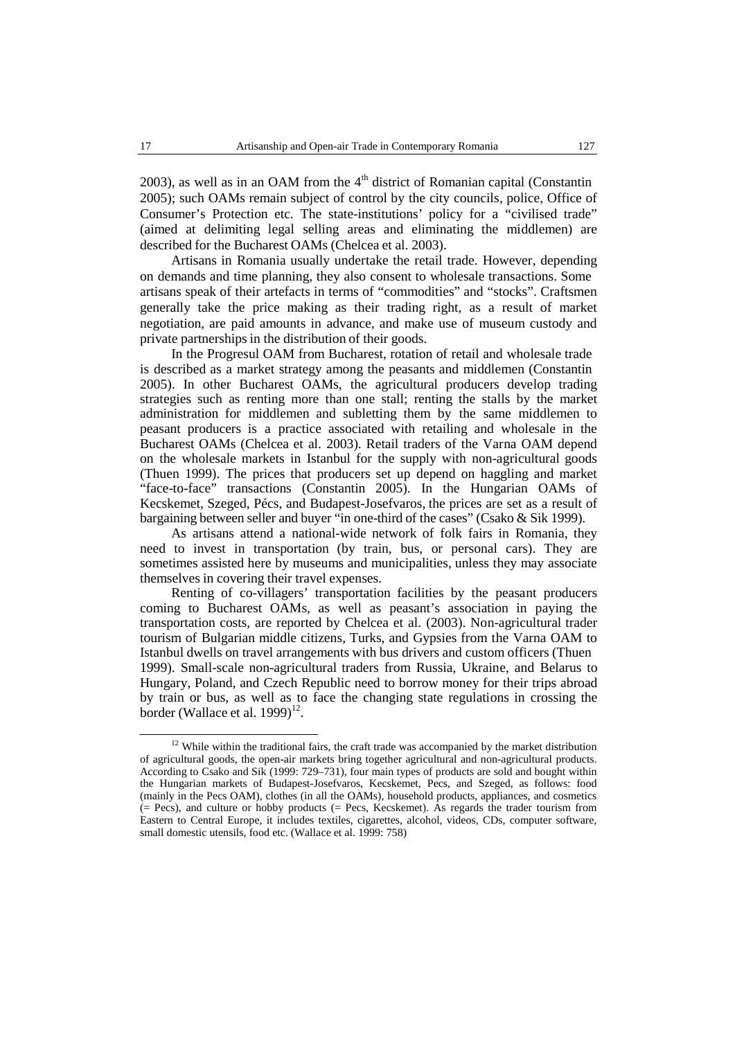2003), as well as in an OAM from the 4th district of Romanian capital (Constantin 2005); such OAMs remain subject of control by the city councils, police, Office of Consumer's Protection etc. The state-institutions' policy for a "civilised trade" (aimed at delimiting legal selling areas and eliminating the middlemen) are described for the Bucharest OAMs (Chelcea et al. 2003).

Artisans in Romania usually undertake the retail trade. However, depending on demands and time planning, they also consent to wholesale transactions. Some artisans speak of their artefacts in terms of "commodities" and "stocks". Craftsmen generally take the price making as their trading right, as a result of market negotiation, are paid amounts in advance, and make use of museum custody and private partnerships in the distribution of their goods.

In the Progresul OAM from Bucharest, rotation of retail and wholesale trade is described as a market strategy among the peasants and middlemen (Constantin 2005). In other Bucharest OAMs, the agricultural producers develop trading strategies such as renting more than one stall; renting the stalls by the market administration for middlemen and subletting them by the same middlemen to peasant producers is a practice associated with retailing and wholesale in the Bucharest OAMs (Chelcea et al. 2003). Retail traders of the Varna OAM depend on the wholesale markets in Istanbul for the supply with non-agricultural goods (Thuen 1999). The prices that producers set up depend on haggling and market "face-to-face" transactions (Constantin 2005). In the Hungarian OAMs of Kecskemet, Szeged, Pécs, and Budapest-Josefvaros, the prices are set as a result of bargaining between seller and buyer "in one-third of the cases" (Csako & Sik 1999).

As artisans attend a national-wide network of folk fairs in Romania, they need to invest in transportation (by train, bus, or personal cars). They are sometimes assisted here by museums and municipalities, unless they may associate themselves in covering their travel expenses.

Renting of co-villagers' transportation facilities by the peasant producers coming to Bucharest OAMs, as well as peasant's association in paying the transportation costs, are reported by Chelcea et al. (2003). Non-agricultural trader tourism of Bulgarian middle citizens, Turks, and Gypsies from the Varna OAM to Istanbul dwells on travel arrangements with bus drivers and custom officers (Thuen 1999). Small-scale non-agricultural traders from Russia, Ukraine, and Belarus to Hungary, Poland, and Czech Republic need to borrow money for their trips abroad by train or bus, as well as to face the changing state regulations in crossing the border (Wallace et al. 1999)[12].

[12] While within the traditional fairs, the craft trade was accompanied by the market distribution of agricultural goods, the open-air markets bring together agricultural and non-agricultural products. According to Csako and Sik (1999: 729–731), four main types of products are sold and bought within the Hungarian markets of Budapest-Josefvaros, Kecskemet, Pecs, and Szeged, as follows: food (mainly in the Pecs OAM), clothes (in all the OAMs), household products, appliances, and cosmetics (= Pecs), and culture or hobby products (= Pecs, Kecskemet). As regards the trader tourism from Eastern to Central Europe, it includes textiles, cigarettes, alcohol, videos, CDs, computer software, small domestic utensils, food etc. (Wallace et al. 1999: 758)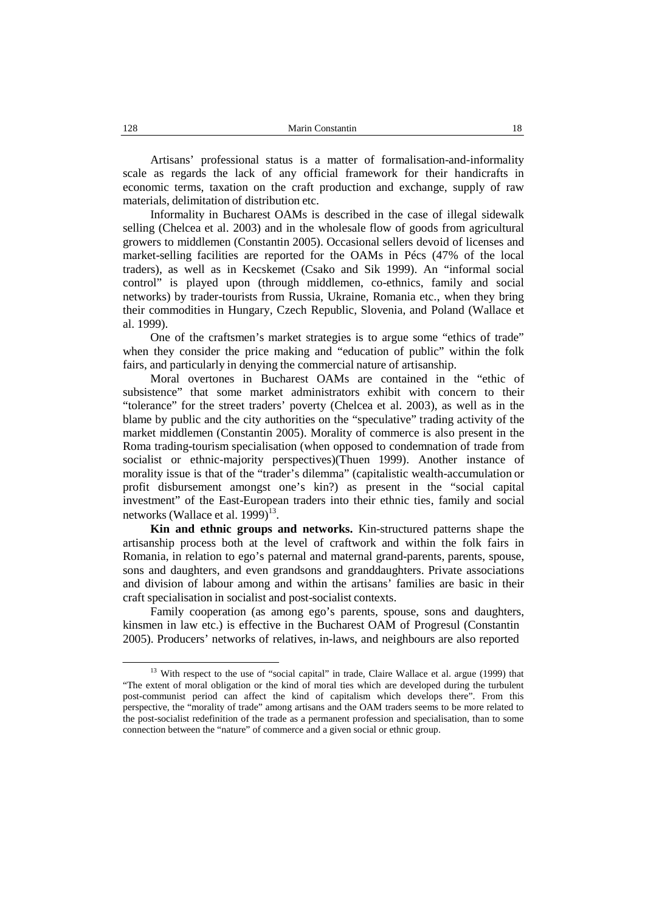Artisans' professional status is a matter of formalisation-and-informality scale as regards the lack of any official framework for their handicrafts in economic terms, taxation on the craft production and exchange, supply of raw materials, delimitation of distribution etc.

Informality in Bucharest OAMs is described in the case of illegal sidewalk selling (Chelcea et al. 2003) and in the wholesale flow of goods from agricultural growers to middlemen (Constantin 2005). Occasional sellers devoid of licenses and market-selling facilities are reported for the OAMs in Pécs (47% of the local traders), as well as in Kecskemet (Csako and Sik 1999). An "informal social control" is played upon (through middlemen, co-ethnics, family and social networks) by trader-tourists from Russia, Ukraine, Romania etc., when they bring their commodities in Hungary, Czech Republic, Slovenia, and Poland (Wallace et al. 1999).

One of the craftsmen's market strategies is to argue some "ethics of trade" when they consider the price making and "education of public" within the folk fairs, and particularly in denying the commercial nature of artisanship.

Moral overtones in Bucharest OAMs are contained in the "ethic of subsistence" that some market administrators exhibit with concern to their "tolerance" for the street traders' poverty (Chelcea et al. 2003), as well as in the blame by public and the city authorities on the "speculative" trading activity of the market middlemen (Constantin 2005). Morality of commerce is also present in the Roma trading-tourism specialisation (when opposed to condemnation of trade from socialist or ethnic-majority perspectives)(Thuen 1999). Another instance of morality issue is that of the "trader's dilemma" (capitalistic wealth-accumulation or profit disbursement amongst one's kin?) as present in the "social capital investment" of the East-European traders into their ethnic ties, family and social networks (Wallace et al. 1999)[13].

**Kin and ethnic groups and networks.** Kin-structured patterns shape the artisanship process both at the level of craftwork and within the folk fairs in Romania, in relation to ego's paternal and maternal grand-parents, parents, spouse, sons and daughters, and even grandsons and granddaughters. Private associations and division of labour among and within the artisans' families are basic in their craft specialisation in socialist and post-socialist contexts.

Family cooperation (as among ego's parents, spouse, sons and daughters, kinsmen in law etc.) is effective in the Bucharest OAM of Progresul (Constantin 2005). Producers' networks of relatives, in-laws, and neighbours are also reported

---

[13] With respect to the use of "social capital" in trade, Claire Wallace et al. argue (1999) that "The extent of moral obligation or the kind of moral ties which are developed during the turbulent post-communist period can affect the kind of capitalism which develops there". From this perspective, the "morality of trade" among artisans and the OAM traders seems to be more related to the post-socialist redefinition of the trade as a permanent profession and specialisation, than to some connection between the "nature" of commerce and a given social or ethnic group.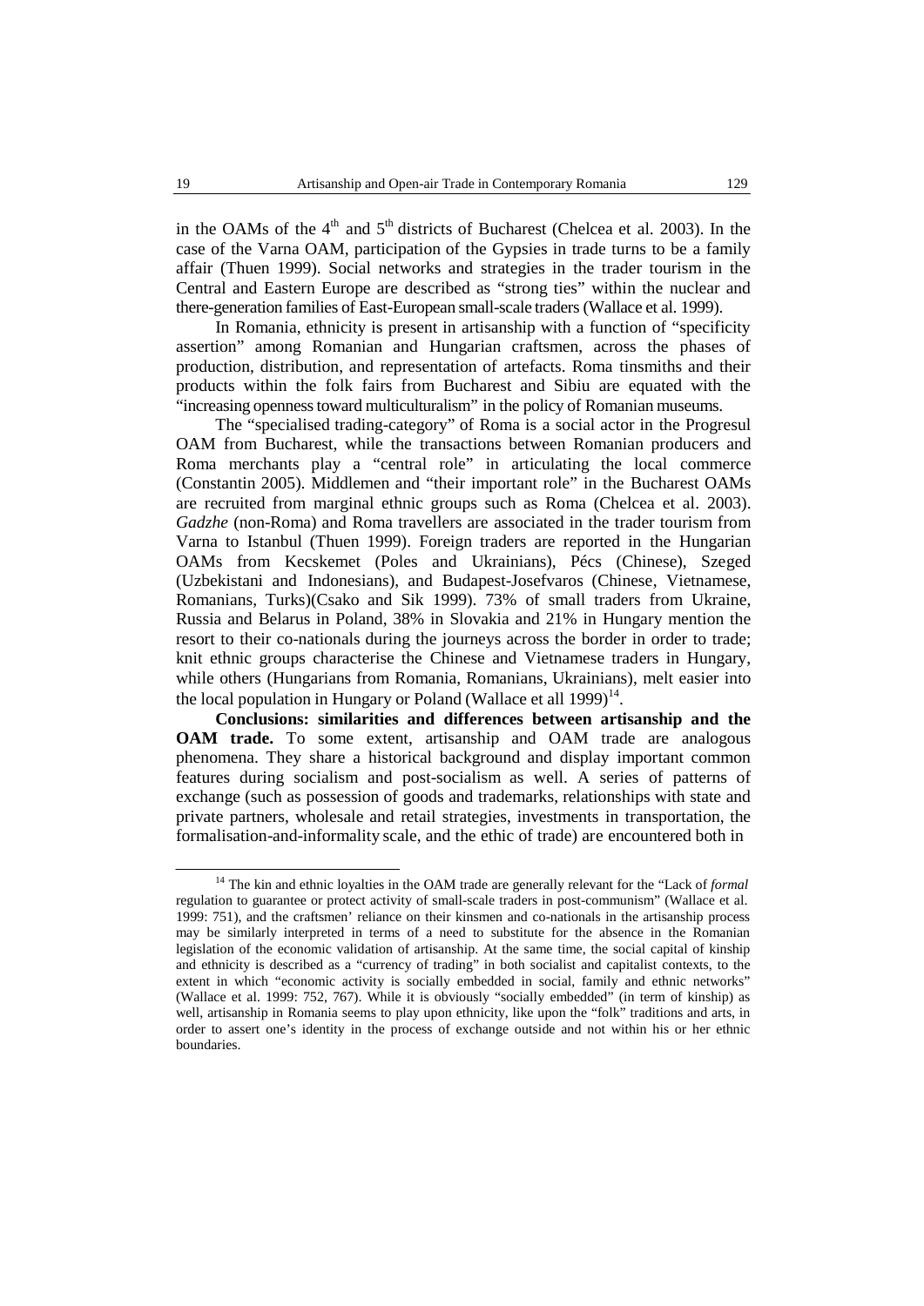in the OAMs of the 4th and 5th districts of Bucharest (Chelcea et al. 2003). In the case of the Varna OAM, participation of the Gypsies in trade turns to be a family affair (Thuen 1999). Social networks and strategies in the trader tourism in the Central and Eastern Europe are described as "strong ties" within the nuclear and there-generation families of East-European small-scale traders (Wallace et al. 1999).

In Romania, ethnicity is present in artisanship with a function of "specificity assertion" among Romanian and Hungarian craftsmen, across the phases of production, distribution, and representation of artefacts. Roma tinsmiths and their products within the folk fairs from Bucharest and Sibiu are equated with the "increasing openness toward multiculturalism" in the policy of Romanian museums.

The "specialised trading-category" of Roma is a social actor in the Progresul OAM from Bucharest, while the transactions between Romanian producers and Roma merchants play a "central role" in articulating the local commerce (Constantin 2005). Middlemen and "their important role" in the Bucharest OAMs are recruited from marginal ethnic groups such as Roma (Chelcea et al. 2003). *Gadzhe* (non-Roma) and Roma travellers are associated in the trader tourism from Varna to Istanbul (Thuen 1999). Foreign traders are reported in the Hungarian OAMs from Kecskemet (Poles and Ukrainians), Pécs (Chinese), Szeged (Uzbekistani and Indonesians), and Budapest-Josefvaros (Chinese, Vietnamese, Romanians, Turks)(Csako and Sik 1999). 73% of small traders from Ukraine, Russia and Belarus in Poland, 38% in Slovakia and 21% in Hungary mention the resort to their co-nationals during the journeys across the border in order to trade; knit ethnic groups characterise the Chinese and Vietnamese traders in Hungary, while others (Hungarians from Romania, Romanians, Ukrainians), melt easier into the local population in Hungary or Poland (Wallace et all 1999)[14].

**Conclusions: similarities and differences between artisanship and the OAM trade.** To some extent, artisanship and OAM trade are analogous phenomena. They share a historical background and display important common features during socialism and post-socialism as well. A series of patterns of exchange (such as possession of goods and trademarks, relationships with state and private partners, wholesale and retail strategies, investments in transportation, the formalisation-and-informality scale, and the ethic of trade) are encountered both in

[14] The kin and ethnic loyalties in the OAM trade are generally relevant for the "Lack of *formal* regulation to guarantee or protect activity of small-scale traders in post-communism" (Wallace et al. 1999: 751), and the craftsmen' reliance on their kinsmen and co-nationals in the artisanship process may be similarly interpreted in terms of a need to substitute for the absence in the Romanian legislation of the economic validation of artisanship. At the same time, the social capital of kinship and ethnicity is described as a "currency of trading" in both socialist and capitalist contexts, to the extent in which "economic activity is socially embedded in social, family and ethnic networks" (Wallace et al. 1999: 752, 767). While it is obviously "socially embedded" (in term of kinship) as well, artisanship in Romania seems to play upon ethnicity, like upon the "folk" traditions and arts, in order to assert one's identity in the process of exchange outside and not within his or her ethnic boundaries.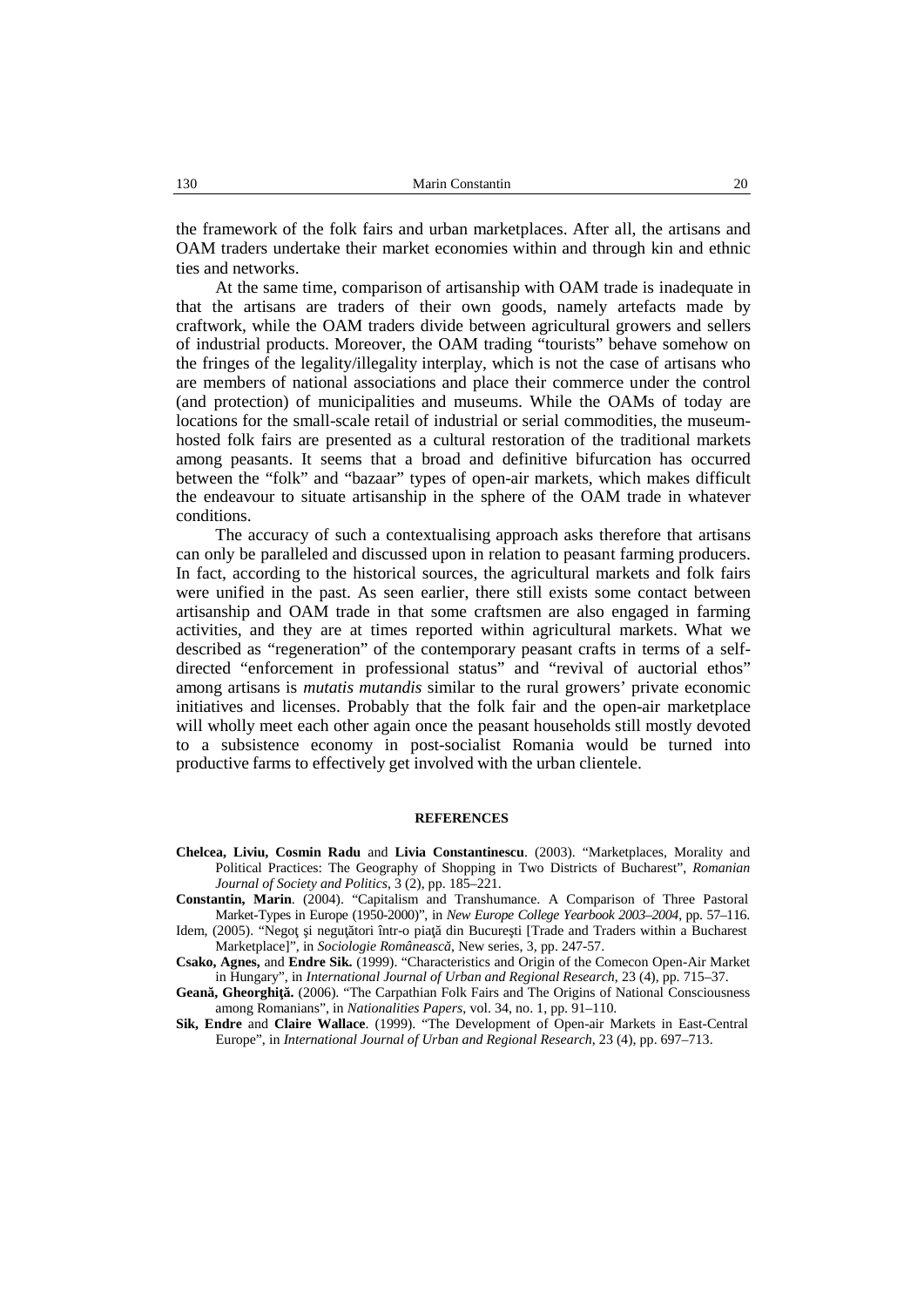the framework of the folk fairs and urban marketplaces. After all, the artisans and OAM traders undertake their market economies within and through kin and ethnic ties and networks.

At the same time, comparison of artisanship with OAM trade is inadequate in that the artisans are traders of their own goods, namely artefacts made by craftwork, while the OAM traders divide between agricultural growers and sellers of industrial products. Moreover, the OAM trading "tourists" behave somehow on the fringes of the legality/illegality interplay, which is not the case of artisans who are members of national associations and place their commerce under the control (and protection) of municipalities and museums. While the OAMs of today are locations for the small-scale retail of industrial or serial commodities, the museum-hosted folk fairs are presented as a cultural restoration of the traditional markets among peasants. It seems that a broad and definitive bifurcation has occurred between the "folk" and "bazaar" types of open-air markets, which makes difficult the endeavour to situate artisanship in the sphere of the OAM trade in whatever conditions.

The accuracy of such a contextualising approach asks therefore that artisans can only be paralleled and discussed upon in relation to peasant farming producers. In fact, according to the historical sources, the agricultural markets and folk fairs were unified in the past. As seen earlier, there still exists some contact between artisanship and OAM trade in that some craftsmen are also engaged in farming activities, and they are at times reported within agricultural markets. What we described as "regeneration" of the contemporary peasant crafts in terms of a self-directed "enforcement in professional status" and "revival of auctorial ethos" among artisans is *mutatis mutandis* similar to the rural growers' private economic initiatives and licenses. Probably that the folk fair and the open-air marketplace will wholly meet each other again once the peasant households still mostly devoted to a subsistence economy in post-socialist Romania would be turned into productive farms to effectively get involved with the urban clientele.

## REFERENCES

**Chelcea, Liviu, Cosmin Radu** and **Livia Constantinescu**. (2003). "Marketplaces, Morality and Political Practices: The Geography of Shopping in Two Districts of Bucharest", *Romanian Journal of Society and Politics*, 3 (2), pp. 185–221.

**Constantin, Marin**. (2004). "Capitalism and Transhumance. A Comparison of Three Pastoral Market-Types in Europe (1950-2000)", in *New Europe College Yearbook 2003–2004*, pp. 57–116.

Idem, (2005). "Negoţ şi neguţători într-o piaţă din Bucureşti [Trade and Traders within a Bucharest Marketplace]", in *Sociologie Românească*, New series, 3, pp. 247-57.

**Csako, Agnes,** and **Endre Sik.** (1999). "Characteristics and Origin of the Comecon Open-Air Market in Hungary", in *International Journal of Urban and Regional Research*, 23 (4), pp. 715–37.

**Geană, Gheorghiţă.** (2006). "The Carpathian Folk Fairs and The Origins of National Consciousness among Romanians", in *Nationalities Papers*, vol. 34, no. 1, pp. 91–110.

**Sik, Endre** and **Claire Wallace**. (1999). "The Development of Open-air Markets in East-Central Europe", in *International Journal of Urban and Regional Research*, 23 (4), pp. 697–713.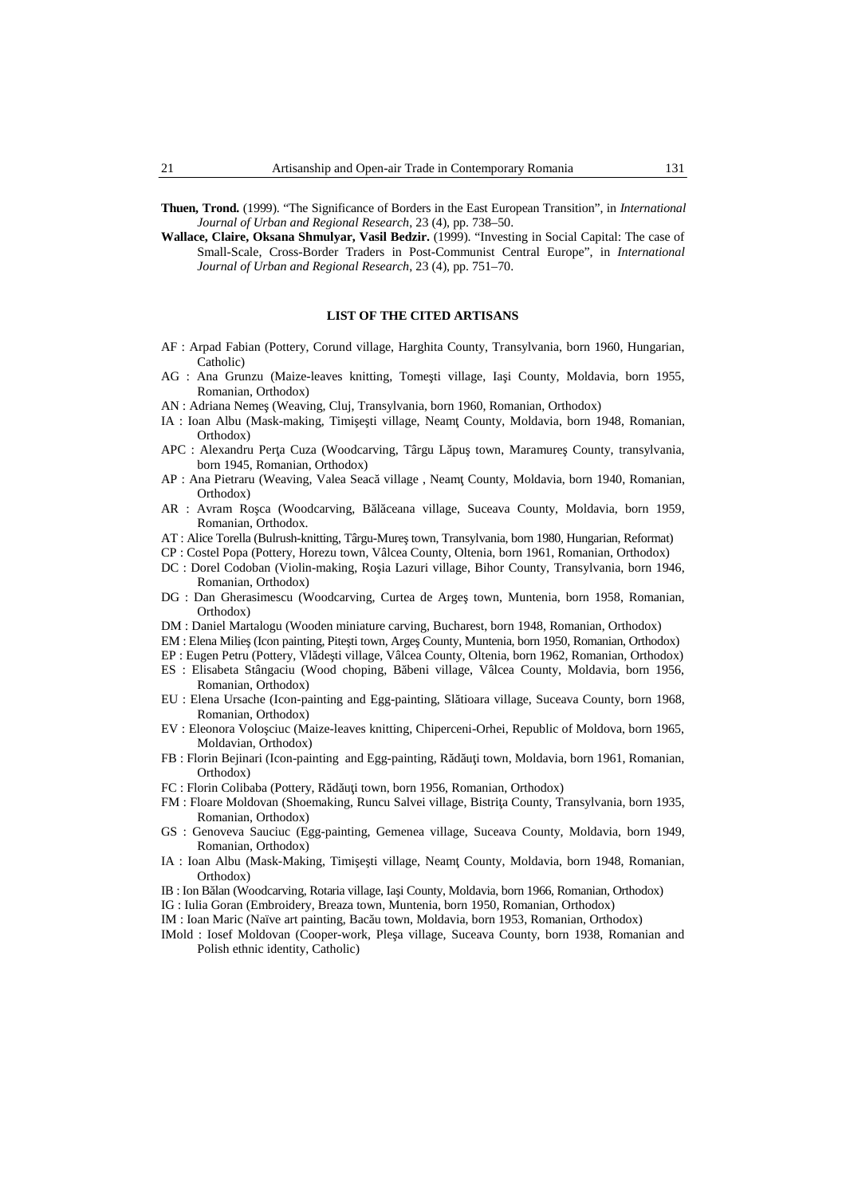**Thuen, Trond.** (1999). "The Significance of Borders in the East European Transition", in *International Journal of Urban and Regional Research*, 23 (4), pp. 738–50.

**Wallace, Claire, Oksana Shmulyar, Vasil Bedzir.** (1999). "Investing in Social Capital: The case of Small-Scale, Cross-Border Traders in Post-Communist Central Europe", in *International Journal of Urban and Regional Research*, 23 (4), pp. 751–70.

## LIST OF THE CITED ARTISANS

AF : Arpad Fabian (Pottery, Corund village, Harghita County, Transylvania, born 1960, Hungarian, Catholic)

AG : Ana Grunzu (Maize-leaves knitting, Tomeşti village, Iaşi County, Moldavia, born 1955, Romanian, Orthodox)

AN : Adriana Nemeş (Weaving, Cluj, Transylvania, born 1960, Romanian, Orthodox)

IA : Ioan Albu (Mask-making, Timişeşti village, Neamţ County, Moldavia, born 1948, Romanian, Orthodox)

APC : Alexandru Perţa Cuza (Woodcarving, Târgu Lăpuş town, Maramureş County, transylvania, born 1945, Romanian, Orthodox)

AP : Ana Pietraru (Weaving, Valea Seacă village , Neamţ County, Moldavia, born 1940, Romanian, Orthodox)

AR : Avram Roşca (Woodcarving, Bălăceana village, Suceava County, Moldavia, born 1959, Romanian, Orthodox.

AT : Alice Torella (Bulrush-knitting, Târgu-Mureş town, Transylvania, born 1980, Hungarian, Reformat)

CP : Costel Popa (Pottery, Horezu town, Vâlcea County, Oltenia, born 1961, Romanian, Orthodox)

DC : Dorel Codoban (Violin-making, Roşia Lazuri village, Bihor County, Transylvania, born 1946, Romanian, Orthodox)

DG : Dan Gherasimescu (Woodcarving, Curtea de Argeş town, Muntenia, born 1958, Romanian, Orthodox)

DM : Daniel Martalogu (Wooden miniature carving, Bucharest, born 1948, Romanian, Orthodox)

EM : Elena Milieş (Icon painting, Piteşti town, Argeş County, Muntenia, born 1950, Romanian, Orthodox)

EP : Eugen Petru (Pottery, Vlădeşti village, Vâlcea County, Oltenia, born 1962, Romanian, Orthodox)

ES : Elisabeta Stângaciu (Wood choping, Băbeni village, Vâlcea County, Moldavia, born 1956, Romanian, Orthodox)

EU : Elena Ursache (Icon-painting and Egg-painting, Slătioara village, Suceava County, born 1968, Romanian, Orthodox)

EV : Eleonora Voloşciuc (Maize-leaves knitting, Chiperceni-Orhei, Republic of Moldova, born 1965, Moldavian, Orthodox)

FB : Florin Bejinari (Icon-painting and Egg-painting, Rădăuţi town, Moldavia, born 1961, Romanian, Orthodox)

FC : Florin Colibaba (Pottery, Rădăuţi town, born 1956, Romanian, Orthodox)

FM : Floare Moldovan (Shoemaking, Runcu Salvei village, Bistriţa County, Transylvania, born 1935, Romanian, Orthodox)

GS : Genoveva Sauciuc (Egg-painting, Gemenea village, Suceava County, Moldavia, born 1949, Romanian, Orthodox)

IA : Ioan Albu (Mask-Making, Timişeşti village, Neamţ County, Moldavia, born 1948, Romanian, Orthodox)

IB : Ion Bălan (Woodcarving, Rotaria village, Iaşi County, Moldavia, born 1966, Romanian, Orthodox)

IG : Iulia Goran (Embroidery, Breaza town, Muntenia, born 1950, Romanian, Orthodox)

IM : Ioan Maric (Naïve art painting, Bacău town, Moldavia, born 1953, Romanian, Orthodox)

IMold : Iosef Moldovan (Cooper-work, Pleşa village, Suceava County, born 1938, Romanian and Polish ethnic identity, Catholic)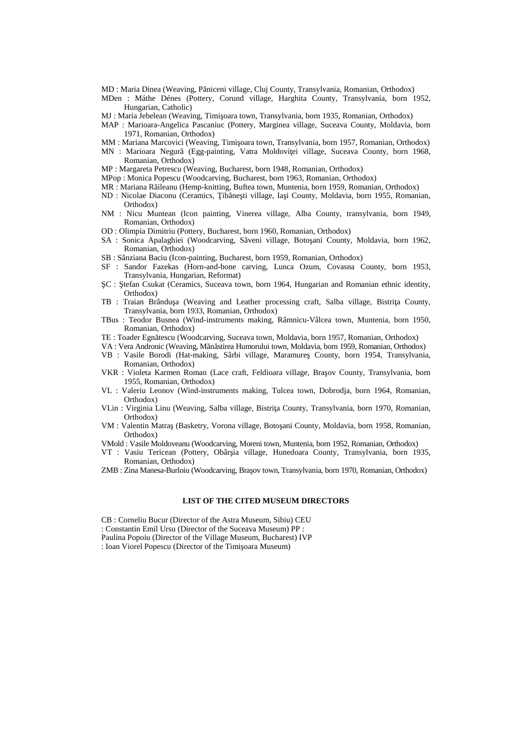MD : Maria Dinea (Weaving, Păniceni village, Cluj County, Transylvania, Romanian, Orthodox)

MDen : Máthe Dénes (Pottery, Corund village, Harghita County, Transylvania, born 1952, Hungarian, Catholic)

MJ : Maria Jebelean (Weaving, Timişoara town, Transylvania, born 1935, Romanian, Orthodox)

MAP : Marioara-Angelica Pascaniuc (Pottery, Marginea village, Suceava County, Moldavia, born 1971, Romanian, Orthodox)

MM : Mariana Marcovici (Weaving, Timişoara town, Transylvania, born 1957, Romanian, Orthodox)

MN : Marioara Negură (Egg-painting, Vatra Moldoviţei village, Suceava County, born 1968, Romanian, Orthodox)

MP : Margareta Petrescu (Weaving, Bucharest, born 1948, Romanian, Orthodox)

MPop : Monica Popescu (Woodcarving, Bucharest, born 1963, Romanian, Orthodox)

MR : Mariana Răileanu (Hemp-knitting, Buftea town, Muntenia, born 1959, Romanian, Orthodox)

ND : Nicolae Diaconu (Ceramics, Ţibăneşti village, Iaşi County, Moldavia, born 1955, Romanian, Orthodox)

NM : Nicu Muntean (Icon painting, Vinerea village, Alba County, transylvania, born 1949, Romanian, Orthodox)

OD : Olimpia Dimitriu (Pottery, Bucharest, born 1960, Romanian, Orthodox)

SA : Sonica Apalaghiei (Woodcarving, Săveni village, Botoşani County, Moldavia, born 1962, Romanian, Orthodox)

SB : Sânziana Baciu (Icon-painting, Bucharest, born 1959, Romanian, Orthodox)

SF : Sandor Fazekas (Horn-and-bone carving, Lunca Ozum, Covasna County, born 1953, Transylvania, Hungarian, Reformat)

ŞC : Ştefan Csukat (Ceramics, Suceava town, born 1964, Hungarian and Romanian ethnic identity, Orthodox)

TB : Traian Brânduşa (Weaving and Leather processing craft, Salba village, Bistriţa County, Transylvania, born 1933, Romanian, Orthodox)

TBus : Teodor Busnea (Wind-instruments making, Râmnicu-Vâlcea town, Muntenia, born 1950, Romanian, Orthodox)

TE : Toader Egnătescu (Woodcarving, Suceava town, Moldavia, born 1957, Romanian, Orthodox)

VA : Vera Andronic (Weaving, Mănăstirea Humorului town, Moldavia, born 1959, Romanian, Orthodox)

VB : Vasile Borodi (Hat-making, Sârbi village, Maramureş County, born 1954, Transylvania, Romanian, Orthodox)

VKR : Violeta Karmen Roman (Lace craft, Feldioara village, Braşov County, Transylvania, born 1955, Romanian, Orthodox)

VL : Valeriu Leonov (Wind-instruments making, Tulcea town, Dobrodja, born 1964, Romanian, Orthodox)

VLin : Virginia Linu (Weaving, Salba village, Bistriţa County, Transylvania, born 1970, Romanian, Orthodox)

VM : Valentin Matraş (Basketry, Vorona village, Botoşani County, Moldavia, born 1958, Romanian, Orthodox)

VMold : Vasile Moldoveanu (Woodcarving, Moreni town, Muntenia, born 1952, Romanian, Orthodox)

VT : Vasiu Tericean (Pottery, Obârşia village, Hunedoara County, Transylvania, born 1935, Romanian, Orthodox)

ZMB : Zina Manesa-Burloiu (Woodcarving, Braşov town, Transylvania, born 1970, Romanian, Orthodox)

**LIST OF THE CITED MUSEUM DIRECTORS**

CB : Corneliu Bucur (Director of the Astra Museum, Sibiu)

CEU : Constantin Emil Ursu (Director of the Suceava Museum)

PP : Paulina Popoiu (Director of the Village Museum, Bucharest)

IVP : Ioan Viorel Popescu (Director of the Timişoara Museum)